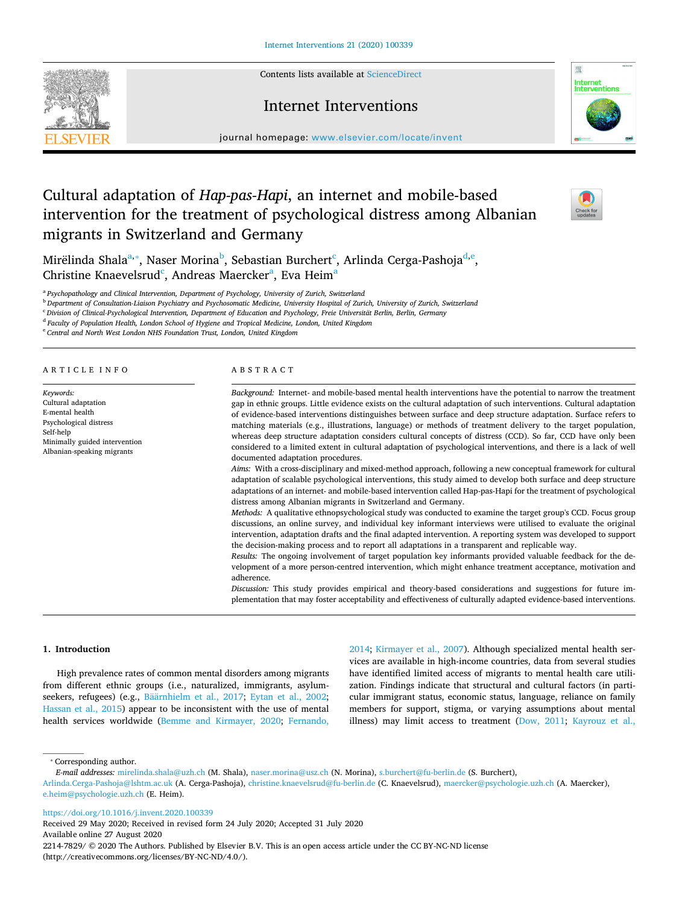# Cultural adaptation of *Hap-pas-Hapi*, an internet and mobile-based intervention for the treatment of psychological distress among Albanian migrants in Switzerland and Germany

Mirëlinda Shala[a,*], Naser Morina[b], Sebastian Burchert[c], Arlinda Cerga-Pashoja[d,e], Christine Knaevelsrud[c], Andreas Maercker[a], Eva Heim[a]

[a] *Psychopathology and Clinical Intervention, Department of Psychology, University of Zurich, Switzerland*
[b] *Department of Consultation-Liaison Psychiatry and Psychosomatic Medicine, University Hospital of Zurich, University of Zurich, Switzerland*
[c] *Division of Clinical-Psychological Intervention, Department of Education and Psychology, Freie Universität Berlin, Berlin, Germany*
[d] *Faculty of Population Health, London School of Hygiene and Tropical Medicine, London, United Kingdom*
[e] *Central and North West London NHS Foundation Trust, London, United Kingdom*

## ARTICLE INFO

*Keywords:*
Cultural adaptation
E-mental health
Psychological distress
Self-help
Minimally guided intervention
Albanian-speaking migrants

## ABSTRACT

*Background:* Internet- and mobile-based mental health interventions have the potential to narrow the treatment gap in ethnic groups. Little evidence exists on the cultural adaptation of such interventions. Cultural adaptation of evidence-based interventions distinguishes between surface and deep structure adaptation. Surface refers to matching materials (e.g., illustrations, language) or methods of treatment delivery to the target population, whereas deep structure adaptation considers cultural concepts of distress (CCD). So far, CCD have only been considered to a limited extent in cultural adaptation of psychological interventions, and there is a lack of well documented adaptation procedures.

*Aims:* With a cross-disciplinary and mixed-method approach, following a new conceptual framework for cultural adaptation of scalable psychological interventions, this study aimed to develop both surface and deep structure adaptations of an internet- and mobile-based intervention called Hap-pas-Hapi for the treatment of psychological distress among Albanian migrants in Switzerland and Germany.

*Methods:* A qualitative ethnopsychological study was conducted to examine the target group's CCD. Focus group discussions, an online survey, and individual key informant interviews were utilised to evaluate the original intervention, adaptation drafts and the final adapted intervention. A reporting system was developed to support the decision-making process and to report all adaptations in a transparent and replicable way.

*Results:* The ongoing involvement of target population key informants provided valuable feedback for the development of a more person-centred intervention, which might enhance treatment acceptance, motivation and adherence.

*Discussion:* This study provides empirical and theory-based considerations and suggestions for future implementation that may foster acceptability and effectiveness of culturally adapted evidence-based interventions.

## 1. Introduction

High prevalence rates of common mental disorders among migrants from different ethnic groups (i.e., naturalized, immigrants, asylum-seekers, refugees) (e.g., Bäärnhielm et al., 2017; Eytan et al., 2002; Hassan et al., 2015) appear to be inconsistent with the use of mental health services worldwide (Bemme and Kirmayer, 2020; Fernando, 2014; Kirmayer et al., 2007). Although specialized mental health services are available in high-income countries, data from several studies have identified limited access of migrants to mental health care utilization. Findings indicate that structural and cultural factors (in particular immigrant status, economic status, language, reliance on family members for support, stigma, or varying assumptions about mental illness) may limit access to treatment (Dow, 2011; Kayrouz et al.,

---

* Corresponding author.
*E-mail addresses:* mirelinda.shala@uzh.ch (M. Shala), naser.morina@usz.ch (N. Morina), s.burchert@fu-berlin.de (S. Burchert), Arlinda.Cerga-Pashoja@lshtm.ac.uk (A. Cerga-Pashoja), christine.knaevelsrud@fu-berlin.de (C. Knaevelsrud), maercker@psychologie.uzh.ch (A. Maercker), e.heim@psychologie.uzh.ch (E. Heim).

https://doi.org/10.1016/j.invent.2020.100339
Received 29 May 2020; Received in revised form 24 July 2020; Accepted 31 July 2020
Available online 27 August 2020
2214-7829/ © 2020 The Authors. Published by Elsevier B.V. This is an open access article under the CC BY-NC-ND license (http://creativecommons.org/licenses/BY-NC-ND/4.0/).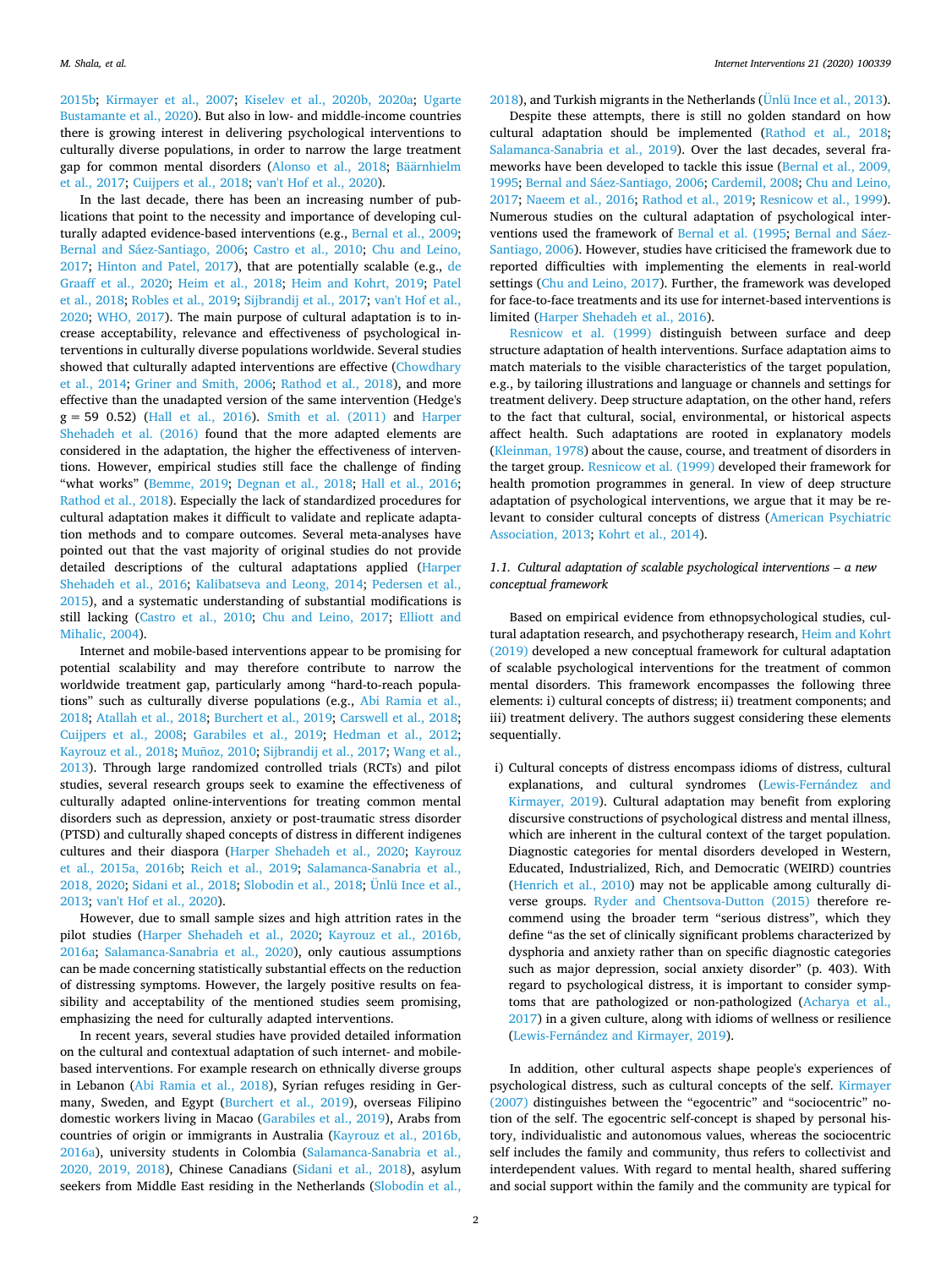2015b; Kirmayer et al., 2007; Kiselev et al., 2020b, 2020a; Ugarte Bustamante et al., 2020). But also in low- and middle-income countries there is growing interest in delivering psychological interventions to culturally diverse populations, in order to narrow the large treatment gap for common mental disorders (Alonso et al., 2018; Bäärnhielm et al., 2017; Cuijpers et al., 2018; van't Hof et al., 2020).

In the last decade, there has been an increasing number of publications that point to the necessity and importance of developing culturally adapted evidence-based interventions (e.g., Bernal et al., 2009; Bernal and Sáez-Santiago, 2006; Castro et al., 2010; Chu and Leino, 2017; Hinton and Patel, 2017), that are potentially scalable (e.g., de Graaff et al., 2020; Heim et al., 2018; Heim and Kohrt, 2019; Patel et al., 2018; Robles et al., 2019; Sijbrandij et al., 2017; van't Hof et al., 2020; WHO, 2017). The main purpose of cultural adaptation is to increase acceptability, relevance and effectiveness of psychological interventions in culturally diverse populations worldwide. Several studies showed that culturally adapted interventions are effective (Chowdhary et al., 2014; Griner and Smith, 2006; Rathod et al., 2018), and more effective than the unadapted version of the same intervention (Hedge's g = 59 0.52) (Hall et al., 2016). Smith et al. (2011) and Harper Shehadeh et al. (2016) found that the more adapted elements are considered in the adaptation, the higher the effectiveness of interventions. However, empirical studies still face the challenge of finding "what works" (Bemme, 2019; Degnan et al., 2018; Hall et al., 2016; Rathod et al., 2018). Especially the lack of standardized procedures for cultural adaptation makes it difficult to validate and replicate adaptation methods and to compare outcomes. Several meta-analyses have pointed out that the vast majority of original studies do not provide detailed descriptions of the cultural adaptations applied (Harper Shehadeh et al., 2016; Kalibatseva and Leong, 2014; Pedersen et al., 2015), and a systematic understanding of substantial modifications is still lacking (Castro et al., 2010; Chu and Leino, 2017; Elliott and Mihalic, 2004).

Internet and mobile-based interventions appear to be promising for potential scalability and may therefore contribute to narrow the worldwide treatment gap, particularly among "hard-to-reach populations" such as culturally diverse populations (e.g., Abi Ramia et al., 2018; Atallah et al., 2018; Burchert et al., 2019; Carswell et al., 2018; Cuijpers et al., 2008; Garabiles et al., 2019; Hedman et al., 2012; Kayrouz et al., 2018; Muñoz, 2010; Sijbrandij et al., 2017; Wang et al., 2013). Through large randomized controlled trials (RCTs) and pilot studies, several research groups seek to examine the effectiveness of culturally adapted online-interventions for treating common mental disorders such as depression, anxiety or post-traumatic stress disorder (PTSD) and culturally shaped concepts of distress in different indigenes cultures and their diaspora (Harper Shehadeh et al., 2020; Kayrouz et al., 2015a, 2016b; Reich et al., 2019; Salamanca-Sanabria et al., 2018, 2020; Sidani et al., 2018; Slobodin et al., 2018; Ünlü Ince et al., 2013; van't Hof et al., 2020).

However, due to small sample sizes and high attrition rates in the pilot studies (Harper Shehadeh et al., 2020; Kayrouz et al., 2016b, 2016a; Salamanca-Sanabria et al., 2020), only cautious assumptions can be made concerning statistically substantial effects on the reduction of distressing symptoms. However, the largely positive results on feasibility and acceptability of the mentioned studies seem promising, emphasizing the need for culturally adapted interventions.

In recent years, several studies have provided detailed information on the cultural and contextual adaptation of such internet- and mobile-based interventions. For example research on ethnically diverse groups in Lebanon (Abi Ramia et al., 2018), Syrian refuges residing in Germany, Sweden, and Egypt (Burchert et al., 2019), overseas Filipino domestic workers living in Macao (Garabiles et al., 2019), Arabs from countries of origin or immigrants in Australia (Kayrouz et al., 2016b, 2016a), university students in Colombia (Salamanca-Sanabria et al., 2020, 2019, 2018), Chinese Canadians (Sidani et al., 2018), asylum seekers from Middle East residing in the Netherlands (Slobodin et al., 2018), and Turkish migrants in the Netherlands (Ünlü Ince et al., 2013).

Despite these attempts, there is still no golden standard on how cultural adaptation should be implemented (Rathod et al., 2018; Salamanca-Sanabria et al., 2019). Over the last decades, several frameworks have been developed to tackle this issue (Bernal et al., 2009, 1995; Bernal and Sáez-Santiago, 2006; Cardemil, 2008; Chu and Leino, 2017; Naeem et al., 2016; Rathod et al., 2019; Resnicow et al., 1999). Numerous studies on the cultural adaptation of psychological interventions used the framework of Bernal et al. (1995; Bernal and Sáez-Santiago, 2006). However, studies have criticised the framework due to reported difficulties with implementing the elements in real-world settings (Chu and Leino, 2017). Further, the framework was developed for face-to-face treatments and its use for internet-based interventions is limited (Harper Shehadeh et al., 2016).

Resnicow et al. (1999) distinguish between surface and deep structure adaptation of health interventions. Surface adaptation aims to match materials to the visible characteristics of the target population, e.g., by tailoring illustrations and language or channels and settings for treatment delivery. Deep structure adaptation, on the other hand, refers to the fact that cultural, social, environmental, or historical aspects affect health. Such adaptations are rooted in explanatory models (Kleinman, 1978) about the cause, course, and treatment of disorders in the target group. Resnicow et al. (1999) developed their framework for health promotion programmes in general. In view of deep structure adaptation of psychological interventions, we argue that it may be relevant to consider cultural concepts of distress (American Psychiatric Association, 2013; Kohrt et al., 2014).

### 1.1. Cultural adaptation of scalable psychological interventions – a new conceptual framework

Based on empirical evidence from ethnopsychological studies, cultural adaptation research, and psychotherapy research, Heim and Kohrt (2019) developed a new conceptual framework for cultural adaptation of scalable psychological interventions for the treatment of common mental disorders. This framework encompasses the following three elements: i) cultural concepts of distress; ii) treatment components; and iii) treatment delivery. The authors suggest considering these elements sequentially.

i) Cultural concepts of distress encompass idioms of distress, cultural explanations, and cultural syndromes (Lewis-Fernández and Kirmayer, 2019). Cultural adaptation may benefit from exploring discursive constructions of psychological distress and mental illness, which are inherent in the cultural context of the target population. Diagnostic categories for mental disorders developed in Western, Educated, Industrialized, Rich, and Democratic (WEIRD) countries (Henrich et al., 2010) may not be applicable among culturally diverse groups. Ryder and Chentsova-Dutton (2015) therefore recommend using the broader term "serious distress", which they define "as the set of clinically significant problems characterized by dysphoria and anxiety rather than on specific diagnostic categories such as major depression, social anxiety disorder" (p. 403). With regard to psychological distress, it is important to consider symptoms that are pathologized or non-pathologized (Acharya et al., 2017) in a given culture, along with idioms of wellness or resilience (Lewis-Fernández and Kirmayer, 2019).

In addition, other cultural aspects shape people's experiences of psychological distress, such as cultural concepts of the self. Kirmayer (2007) distinguishes between the "egocentric" and "sociocentric" notion of the self. The egocentric self-concept is shaped by personal history, individualistic and autonomous values, whereas the sociocentric self includes the family and community, thus refers to collectivist and interdependent values. With regard to mental health, shared suffering and social support within the family and the community are typical for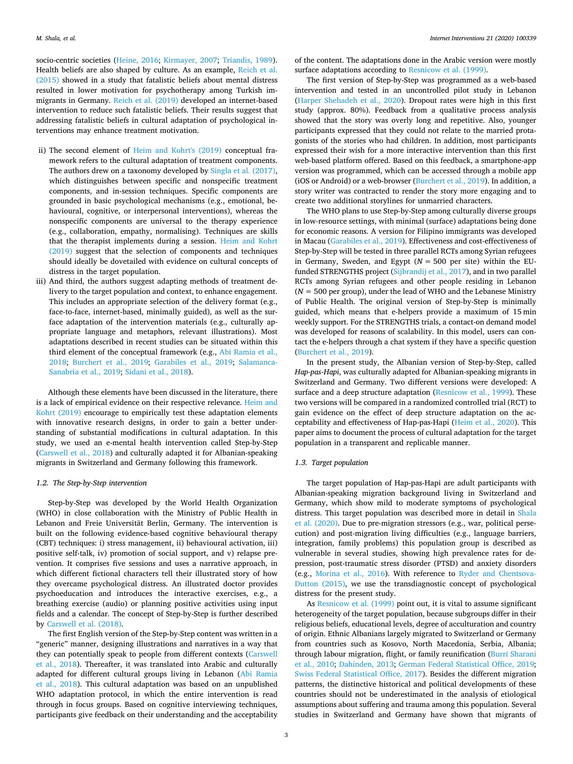socio-centric societies (Heine, 2016; Kirmayer, 2007; Triandis, 1989). Health beliefs are also shaped by culture. As an example, Reich et al. (2015) showed in a study that fatalistic beliefs about mental distress resulted in lower motivation for psychotherapy among Turkish immigrants in Germany. Reich et al. (2019) developed an internet-based intervention to reduce such fatalistic beliefs. Their results suggest that addressing fatalistic beliefs in cultural adaptation of psychological interventions may enhance treatment motivation.

ii) The second element of Heim and Kohrt's (2019) conceptual framework refers to the cultural adaptation of treatment components. The authors drew on a taxonomy developed by Singla et al. (2017), which distinguishes between specific and nonspecific treatment components, and in-session techniques. Specific components are grounded in basic psychological mechanisms (e.g., emotional, behavioural, cognitive, or interpersonal interventions), whereas the nonspecific components are universal to the therapy experience (e.g., collaboration, empathy, normalising). Techniques are skills that the therapist implements during a session. Heim and Kohrt (2019) suggest that the selection of components and techniques should ideally be dovetailed with evidence on cultural concepts of distress in the target population.

iii) And third, the authors suggest adapting methods of treatment delivery to the target population and context, to enhance engagement. This includes an appropriate selection of the delivery format (e.g., face-to-face, internet-based, minimally guided), as well as the surface adaptation of the intervention materials (e.g., culturally appropriate language and metaphors, relevant illustrations). Most adaptations described in recent studies can be situated within this third element of the conceptual framework (e.g., Abi Ramia et al., 2018; Burchert et al., 2019; Garabiles et al., 2019; Salamanca-Sanabria et al., 2019; Sidani et al., 2018).

Although these elements have been discussed in the literature, there is a lack of empirical evidence on their respective relevance. Heim and Kohrt (2019) encourage to empirically test these adaptation elements with innovative research designs, in order to gain a better understanding of substantial modifications in cultural adaptation. In this study, we used an e-mental health intervention called Step-by-Step (Carswell et al., 2018) and culturally adapted it for Albanian-speaking migrants in Switzerland and Germany following this framework.

### 1.2. The Step-by-Step intervention

Step-by-Step was developed by the World Health Organization (WHO) in close collaboration with the Ministry of Public Health in Lebanon and Freie Universität Berlin, Germany. The intervention is built on the following evidence-based cognitive behavioural therapy (CBT) techniques: i) stress management, ii) behavioural activation, iii) positive self-talk, iv) promotion of social support, and v) relapse prevention. It comprises five sessions and uses a narrative approach, in which different fictional characters tell their illustrated story of how they overcame psychological distress. An illustrated doctor provides psychoeducation and introduces the interactive exercises, e.g., a breathing exercise (audio) or planning positive activities using input fields and a calendar. The concept of Step-by-Step is further described by Carswell et al. (2018).

The first English version of the Step-by-Step content was written in a "generic" manner, designing illustrations and narratives in a way that they can potentially speak to people from different contexts (Carswell et al., 2018). Thereafter, it was translated into Arabic and culturally adapted for different cultural groups living in Lebanon (Abi Ramia et al., 2018). This cultural adaptation was based on an unpublished WHO adaptation protocol, in which the entire intervention is read through in focus groups. Based on cognitive interviewing techniques, participants give feedback on their understanding and the acceptability of the content. The adaptations done in the Arabic version were mostly surface adaptations according to Resnicow et al. (1999).

The first version of Step-by-Step was programmed as a web-based intervention and tested in an uncontrolled pilot study in Lebanon (Harper Shehadeh et al., 2020). Dropout rates were high in this first study (approx. 80%). Feedback from a qualitative process analysis showed that the story was overly long and repetitive. Also, younger participants expressed that they could not relate to the married protagonists of the stories who had children. In addition, most participants expressed their wish for a more interactive intervention than this first web-based platform offered. Based on this feedback, a smartphone-app version was programmed, which can be accessed through a mobile app (iOS or Android) or a web-browser (Burchert et al., 2019). In addition, a story writer was contracted to render the story more engaging and to create two additional storylines for unmarried characters.

The WHO plans to use Step-by-Step among culturally diverse groups in low-resource settings, with minimal (surface) adaptations being done for economic reasons. A version for Filipino immigrants was developed in Macau (Garabiles et al., 2019). Effectiveness and cost-effectiveness of Step-by-Step will be tested in three parallel RCTs among Syrian refugees in Germany, Sweden, and Egypt ($N = 500$ per site) within the EU-funded STRENGTHS project (Sijbrandij et al., 2017), and in two parallel RCTs among Syrian refugees and other people residing in Lebanon ($N = 500$ per group), under the lead of WHO and the Lebanese Ministry of Public Health. The original version of Step-by-Step is minimally guided, which means that e-helpers provide a maximum of 15 min weekly support. For the STRENGTHS trials, a contact-on demand model was developed for reasons of scalability. In this model, users can contact the e-helpers through a chat system if they have a specific question (Burchert et al., 2019).

In the present study, the Albanian version of Step-by-Step, called *Hap-pas-Hapi*, was culturally adapted for Albanian-speaking migrants in Switzerland and Germany. Two different versions were developed: A surface and a deep structure adaptation (Resnicow et al., 1999). These two versions will be compared in a randomized controlled trial (RCT) to gain evidence on the effect of deep structure adaptation on the acceptability and effectiveness of Hap-pas-Hapi (Heim et al., 2020). This paper aims to document the process of cultural adaptation for the target population in a transparent and replicable manner.

### 1.3. Target population

The target population of Hap-pas-Hapi are adult participants with Albanian-speaking migration background living in Switzerland and Germany, which show mild to moderate symptoms of psychological distress. This target population was described more in detail in Shala et al. (2020). Due to pre-migration stressors (e.g., war, political persecution) and post-migration living difficulties (e.g., language barriers, integration, family problems) this population group is described as vulnerable in several studies, showing high prevalence rates for depression, post-traumatic stress disorder (PTSD) and anxiety disorders (e.g., Morina et al., 2016). With reference to Ryder and Chentsova-Dutton (2015), we use the transdiagnostic concept of psychological distress for the present study.

As Resnicow et al. (1999) point out, it is vital to assume significant heterogeneity of the target population, because subgroups differ in their religious beliefs, educational levels, degree of acculturation and country of origin. Ethnic Albanians largely migrated to Switzerland or Germany from countries such as Kosovo, North Macedonia, Serbia, Albania; through labour migration, flight, or family reunification (Burri Sharani et al., 2010; Dahinden, 2013; German Federal Statistical Office, 2019; Swiss Federal Statistical Office, 2017). Besides the different migration patterns, the distinctive historical and political developments of these countries should not be underestimated in the analysis of etiological assumptions about suffering and trauma among this population. Several studies in Switzerland and Germany have shown that migrants of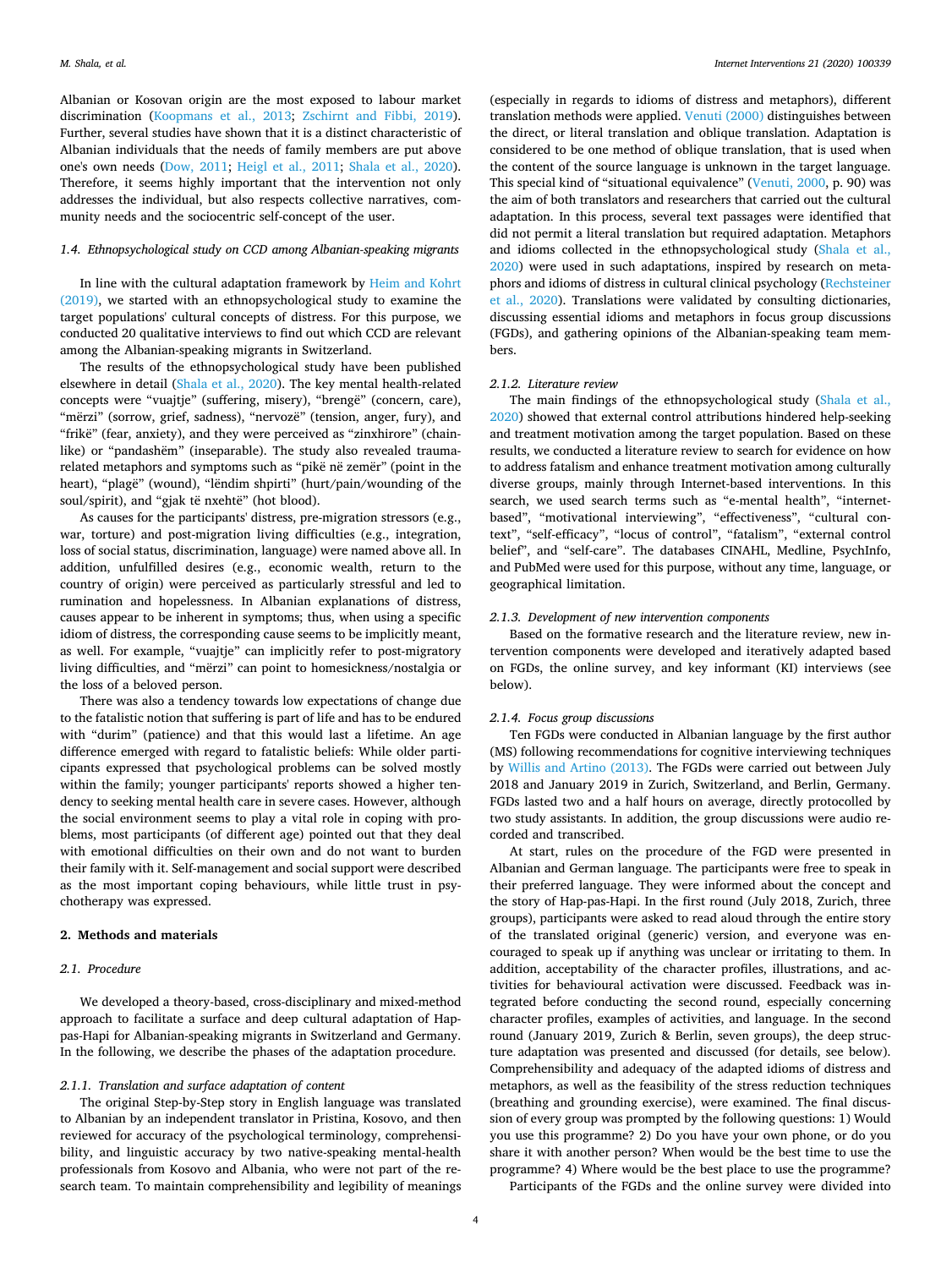Albanian or Kosovan origin are the most exposed to labour market discrimination (Koopmans et al., 2013; Zschirnt and Fibbi, 2019). Further, several studies have shown that it is a distinct characteristic of Albanian individuals that the needs of family members are put above one's own needs (Dow, 2011; Heigl et al., 2011; Shala et al., 2020). Therefore, it seems highly important that the intervention not only addresses the individual, but also respects collective narratives, community needs and the sociocentric self-concept of the user.

### 1.4. Ethnopsychological study on CCD among Albanian-speaking migrants

In line with the cultural adaptation framework by Heim and Kohrt (2019), we started with an ethnopsychological study to examine the target populations' cultural concepts of distress. For this purpose, we conducted 20 qualitative interviews to find out which CCD are relevant among the Albanian-speaking migrants in Switzerland.

The results of the ethnopsychological study have been published elsewhere in detail (Shala et al., 2020). The key mental health-related concepts were "vuajtje" (suffering, misery), "brengë" (concern, care), "mërzi" (sorrow, grief, sadness), "nervozë" (tension, anger, fury), and "frikë" (fear, anxiety), and they were perceived as "zinxhirore" (chain-like) or "pandashëm" (inseparable). The study also revealed trauma-related metaphors and symptoms such as "pikë në zemër" (point in the heart), "plagë" (wound), "lëndim shpirti" (hurt/pain/wounding of the soul/spirit), and "gjak të nxehtë" (hot blood).

As causes for the participants' distress, pre-migration stressors (e.g., war, torture) and post-migration living difficulties (e.g., integration, loss of social status, discrimination, language) were named above all. In addition, unfulfilled desires (e.g., economic wealth, return to the country of origin) were perceived as particularly stressful and led to rumination and hopelessness. In Albanian explanations of distress, causes appear to be inherent in symptoms; thus, when using a specific idiom of distress, the corresponding cause seems to be implicitly meant, as well. For example, "vuajtje" can implicitly refer to post-migratory living difficulties, and "mërzi" can point to homesickness/nostalgia or the loss of a beloved person.

There was also a tendency towards low expectations of change due to the fatalistic notion that suffering is part of life and has to be endured with "durim" (patience) and that this would last a lifetime. An age difference emerged with regard to fatalistic beliefs: While older participants expressed that psychological problems can be solved mostly within the family; younger participants' reports showed a higher tendency to seeking mental health care in severe cases. However, although the social environment seems to play a vital role in coping with problems, most participants (of different age) pointed out that they deal with emotional difficulties on their own and do not want to burden their family with it. Self-management and social support were described as the most important coping behaviours, while little trust in psychotherapy was expressed.

## 2. Methods and materials

### 2.1. Procedure

We developed a theory-based, cross-disciplinary and mixed-method approach to facilitate a surface and deep cultural adaptation of Hap-pas-Hapi for Albanian-speaking migrants in Switzerland and Germany. In the following, we describe the phases of the adaptation procedure.

#### 2.1.1. Translation and surface adaptation of content

The original Step-by-Step story in English language was translated to Albanian by an independent translator in Pristina, Kosovo, and then reviewed for accuracy of the psychological terminology, comprehensibility, and linguistic accuracy by two native-speaking mental-health professionals from Kosovo and Albania, who were not part of the research team. To maintain comprehensibility and legibility of meanings (especially in regards to idioms of distress and metaphors), different translation methods were applied. Venuti (2000) distinguishes between the direct, or literal translation and oblique translation. Adaptation is considered to be one method of oblique translation, that is used when the content of the source language is unknown in the target language. This special kind of "situational equivalence" (Venuti, 2000, p. 90) was the aim of both translators and researchers that carried out the cultural adaptation. In this process, several text passages were identified that did not permit a literal translation but required adaptation. Metaphors and idioms collected in the ethnopsychological study (Shala et al., 2020) were used in such adaptations, inspired by research on metaphors and idioms of distress in cultural clinical psychology (Rechsteiner et al., 2020). Translations were validated by consulting dictionaries, discussing essential idioms and metaphors in focus group discussions (FGDs), and gathering opinions of the Albanian-speaking team members.

#### 2.1.2. Literature review

The main findings of the ethnopsychological study (Shala et al., 2020) showed that external control attributions hindered help-seeking and treatment motivation among the target population. Based on these results, we conducted a literature review to search for evidence on how to address fatalism and enhance treatment motivation among culturally diverse groups, mainly through Internet-based interventions. In this search, we used search terms such as "e-mental health", "internet-based", "motivational interviewing", "effectiveness", "cultural context", "self-efficacy", "locus of control", "fatalism", "external control belief", and "self-care". The databases CINAHL, Medline, PsychInfo, and PubMed were used for this purpose, without any time, language, or geographical limitation.

#### 2.1.3. Development of new intervention components

Based on the formative research and the literature review, new intervention components were developed and iteratively adapted based on FGDs, the online survey, and key informant (KI) interviews (see below).

#### 2.1.4. Focus group discussions

Ten FGDs were conducted in Albanian language by the first author (MS) following recommendations for cognitive interviewing techniques by Willis and Artino (2013). The FGDs were carried out between July 2018 and January 2019 in Zurich, Switzerland, and Berlin, Germany. FGDs lasted two and a half hours on average, directly protocolled by two study assistants. In addition, the group discussions were audio recorded and transcribed.

At start, rules on the procedure of the FGD were presented in Albanian and German language. The participants were free to speak in their preferred language. They were informed about the concept and the story of Hap-pas-Hapi. In the first round (July 2018, Zurich, three groups), participants were asked to read aloud through the entire story of the translated original (generic) version, and everyone was encouraged to speak up if anything was unclear or irritating to them. In addition, acceptability of the character profiles, illustrations, and activities for behavioural activation were discussed. Feedback was integrated before conducting the second round, especially concerning character profiles, examples of activities, and language. In the second round (January 2019, Zurich & Berlin, seven groups), the deep structure adaptation was presented and discussed (for details, see below). Comprehensibility and adequacy of the adapted idioms of distress and metaphors, as well as the feasibility of the stress reduction techniques (breathing and grounding exercise), were examined. The final discussion of every group was prompted by the following questions: 1) Would you use this programme? 2) Do you have your own phone, or do you share it with another person? When would be the best time to use the programme? 4) Where would be the best place to use the programme?

Participants of the FGDs and the online survey were divided into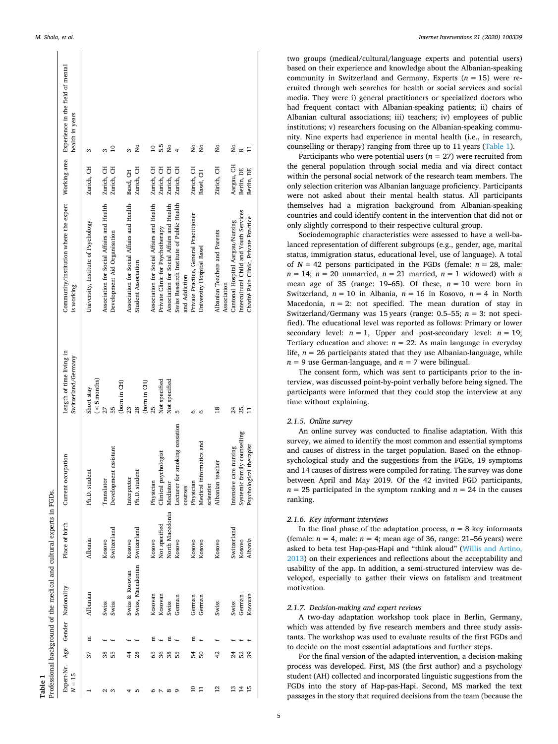**Table 1**
Professional background of the medical and cultural experts in FGDs.

| Expert-Nr. N = 15 | Age | Gender | Nationality | Place of birth | Current occupation | Length of time living in Switzerland/Germany | Community/institution where the expert is working | Working area | Experience in the field of mental health in years |
|---|---|---|---|---|---|---|---|---|---|
| 1 | 37 | m | Albanian | Albania | Ph.D. student | Short stay (< 5 months) | University, Institute of Psychology | Zurich, CH | 3 |
| 2 | 38 | f | Swiss | Kosovo | Translator | 27 | Association for Social Affairs and Health | Zurich, CH | 3 |
| 3 | 55 | f | Swiss | Switzerland | Development assistant | 55 (born in CH) | Development Aid Organisation | Zurich, CH | 10 |
| 4 | 44 | f | Swiss & Kosovan | Kosovo | Interpreter | 23 | Association for Social Affairs and Health | Basel, CH | 3 |
| 5 | 28 | f | Swiss, Macedonian | Switzerland | Ph.D. student | 28 (born in CH) | Student Association | Zurich, CH | No |
| 6 | 65 | m | Kosovan | Kosovo | Physician | 25 | Association for Social Affairs and Health | Zurich, CH | 10 |
| 7 | 36 | f | Kosovan | Not specified | Clinical psychologist | Not specified | Private Clinic for Psychotherapy | Zurich, CH | 5.5 |
| 8 | 38 | m | Swiss | North Macedonia | Mediator | Not specified | Association for Social Affairs and Health | Zurich, CH | No |
| 9 | 55 | f | German | Kosovo | Lecturer for smoking cessation courses | 5 | Swiss Research Institute of Public Health and Addiction | Zurich, CH | 4 |
| 10 | 54 | m | German | Kosovo | Physician | 6 | Private Practice, General Practitioner | Zürich, CH | No |
| 11 | 50 | f | German | Kosovo | Medical informatics and scientist | 6 | University Hospital Basel | Basel, CH | No |
| 12 | 42 | f | Swiss | Kosovo | Albanian teacher | 18 | Albanian Teachers and Parents Association | Zürich, CH | No |
| 13 | 24 | f | Swiss | Switzerland | Intensive care nursing | 24 | Cantonal Hospital Aargau/Nursing | Aargau, CH | No |
| 14 | 52 | f | German | Kosovo | Systemic family counselling | 25 | Intercultural Child and Youth Services | Berlin, DE | 8 |
| 15 | 39 | f | Kosovan | Albania | Psychological therapist | 11 | Charité Pain Clinic, Private Practice | Berlin, DE | 11 |

two groups (medical/cultural/language experts and potential users) based on their experience and knowledge about the Albanian-speaking community in Switzerland and Germany. Experts ($n = 15$) were recruited through web searches for health or social services and social media. They were i) general practitioners or specialized doctors who had frequent contact with Albanian-speaking patients; ii) chairs of Albanian cultural associations; iii) teachers; iv) employees of public institutions; v) researchers focusing on the Albanian-speaking community. Nine experts had experience in mental health (i.e., in research, counselling or therapy) ranging from three up to 11 years (Table 1).

Participants who were potential users ($n = 27$) were recruited from the general population through social media and via direct contact within the personal social network of the research team members. The only selection criterion was Albanian language proficiency. Participants were not asked about their mental health status. All participants themselves had a migration background from Albanian-speaking countries and could identify content in the intervention that did not or only slightly correspond to their respective cultural group.

Sociodemographic characteristics were assessed to have a well-balanced representation of different subgroups (e.g., gender, age, marital status, immigration status, educational level, use of language). A total of $N = 42$ persons participated in the FGDs (female: $n = 28$, male: $n = 14$; $n = 20$ unmarried, $n = 21$ married, $n = 1$ widowed) with a mean age of 35 (range: 19–65). Of these, $n = 10$ were born in Switzerland, $n = 10$ in Albania, $n = 16$ in Kosovo, $n = 4$ in North Macedonia, $n = 2$: not specified. The mean duration of stay in Switzerland/Germany was 15 years (range: 0.5–55; $n = 3$: not specified). The educational level was reported as follows: Primary or lower secondary level: $n = 1$, Upper and post-secondary level: $n = 19$; Tertiary education and above: $n = 22$. As main language in everyday life, $n = 26$ participants stated that they use Albanian-language, while $n = 9$ use German-language, and $n = 7$ were bilingual.

The consent form, which was sent to participants prior to the interview, was discussed point-by-point verbally before being signed. The participants were informed that they could stop the interview at any time without explaining.

#### *2.1.5. Online survey*

An online survey was conducted to finalise adaptation. With this survey, we aimed to identify the most common and essential symptoms and causes of distress in the target population. Based on the ethnopsychological study and the suggestions from the FGDs, 19 symptoms and 14 causes of distress were compiled for rating. The survey was done between April and May 2019. Of the 42 invited FGD participants, $n = 25$ participated in the symptom ranking and $n = 24$ in the causes ranking.

#### *2.1.6. Key informant interviews*

In the final phase of the adaptation process, $n = 8$ key informants (female: $n = 4$, male: $n = 4$; mean age of 36, range: 21–56 years) were asked to beta test Hap-pas-Hapi and "think aloud" (Willis and Artino, 2013) on their experiences and reflections about the acceptability and usability of the app. In addition, a semi-structured interview was developed, especially to gather their views on fatalism and treatment motivation.

#### *2.1.7. Decision-making and expert reviews*

A two-day adaptation workshop took place in Berlin, Germany, which was attended by five research members and three study assistants. The workshop was used to evaluate results of the first FGDs and to decide on the most essential adaptations and further steps.

For the final version of the adapted intervention, a decision-making process was developed. First, MS (the first author) and a psychology student (AH) collected and incorporated linguistic suggestions from the FGDs into the story of Hap-pas-Hapi. Second, MS marked the text passages in the story that required decisions from the team (because the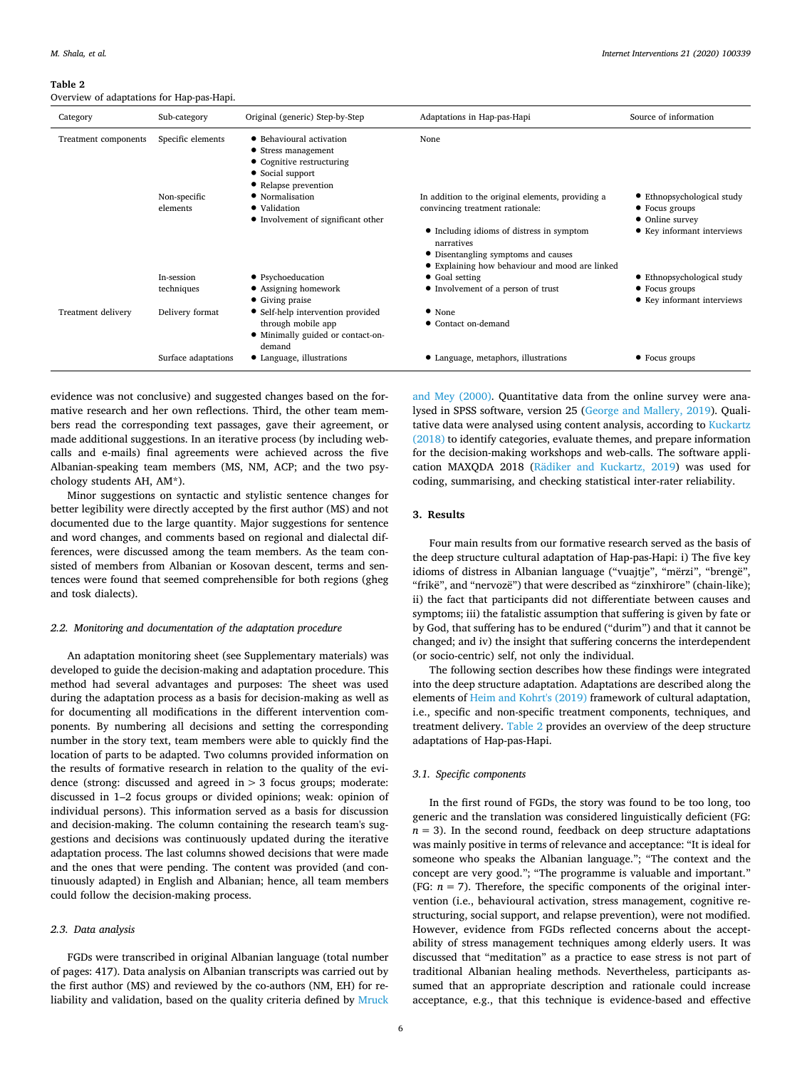**Table 2**
Overview of adaptations for Hap-pas-Hapi.

| Category | Sub-category | Original (generic) Step-by-Step | Adaptations in Hap-pas-Hapi | Source of information |
|---|---|---|---|---|
| Treatment components | Specific elements | • Behavioural activation<br>• Stress management<br>• Cognitive restructuring<br>• Social support<br>• Relapse prevention | None | |
| | Non-specific elements | • Normalisation<br>• Validation<br>• Involvement of significant other | In addition to the original elements, providing a convincing treatment rationale:<br>• Including idioms of distress in symptom narratives<br>• Disentangling symptoms and causes<br>• Explaining how behaviour and mood are linked | • Ethnopsychological study<br>• Focus groups<br>• Online survey<br>• Key informant interviews |
| | In-session techniques | • Psychoeducation<br>• Assigning homework<br>• Giving praise | • Goal setting<br>• Involvement of a person of trust | • Ethnopsychological study<br>• Focus groups<br>• Key informant interviews |
| Treatment delivery | Delivery format | • Self-help intervention provided through mobile app<br>• Minimally guided or contact-on-demand | • None<br>• Contact on-demand | |
| | Surface adaptations | • Language, illustrations | • Language, metaphors, illustrations | • Focus groups |

evidence was not conclusive) and suggested changes based on the formative research and her own reflections. Third, the other team members read the corresponding text passages, gave their agreement, or made additional suggestions. In an iterative process (by including web-calls and e-mails) final agreements were achieved across the five Albanian-speaking team members (MS, NM, ACP; and the two psychology students AH, AM*).

Minor suggestions on syntactic and stylistic sentence changes for better legibility were directly accepted by the first author (MS) and not documented due to the large quantity. Major suggestions for sentence and word changes, and comments based on regional and dialectal differences, were discussed among the team members. As the team consisted of members from Albanian or Kosovan descent, terms and sentences were found that seemed comprehensible for both regions (gheg and tosk dialects).

### 2.2. Monitoring and documentation of the adaptation procedure

An adaptation monitoring sheet (see Supplementary materials) was developed to guide the decision-making and adaptation procedure. This method had several advantages and purposes: The sheet was used during the adaptation process as a basis for decision-making as well as for documenting all modifications in the different intervention components. By numbering all decisions and setting the corresponding number in the story text, team members were able to quickly find the location of parts to be adapted. Two columns provided information on the results of formative research in relation to the quality of the evidence (strong: discussed and agreed in > 3 focus groups; moderate: discussed in 1–2 focus groups or divided opinions; weak: opinion of individual persons). This information served as a basis for discussion and decision-making. The column containing the research team's suggestions and decisions was continuously updated during the iterative adaptation process. The last columns showed decisions that were made and the ones that were pending. The content was provided (and continuously adapted) in English and Albanian; hence, all team members could follow the decision-making process.

### 2.3. Data analysis

FGDs were transcribed in original Albanian language (total number of pages: 417). Data analysis on Albanian transcripts was carried out by the first author (MS) and reviewed by the co-authors (NM, EH) for reliability and validation, based on the quality criteria defined by Mruck and Mey (2000). Quantitative data from the online survey were analysed in SPSS software, version 25 (George and Mallery, 2019). Qualitative data were analysed using content analysis, according to Kuckartz (2018) to identify categories, evaluate themes, and prepare information for the decision-making workshops and web-calls. The software application MAXQDA 2018 (Rädiker and Kuckartz, 2019) was used for coding, summarising, and checking statistical inter-rater reliability.

## 3. Results

Four main results from our formative research served as the basis of the deep structure cultural adaptation of Hap-pas-Hapi: i) The five key idioms of distress in Albanian language ("vuajtje", "mërzi", "brengë", "frikë", and "nervozë") that were described as "zinxhirore" (chain-like); ii) the fact that participants did not differentiate between causes and symptoms; iii) the fatalistic assumption that suffering is given by fate or by God, that suffering has to be endured ("durim") and that it cannot be changed; and iv) the insight that suffering concerns the interdependent (or socio-centric) self, not only the individual.

The following section describes how these findings were integrated into the deep structure adaptation. Adaptations are described along the elements of Heim and Kohrt's (2019) framework of cultural adaptation, i.e., specific and non-specific treatment components, techniques, and treatment delivery. Table 2 provides an overview of the deep structure adaptations of Hap-pas-Hapi.

### 3.1. Specific components

In the first round of FGDs, the story was found to be too long, too generic and the translation was considered linguistically deficient (FG: $n = 3$). In the second round, feedback on deep structure adaptations was mainly positive in terms of relevance and acceptance: "It is ideal for someone who speaks the Albanian language."; "The context and the concept are very good."; "The programme is valuable and important." (FG: $n = 7$). Therefore, the specific components of the original intervention (i.e., behavioural activation, stress management, cognitive restructuring, social support, and relapse prevention), were not modified. However, evidence from FGDs reflected concerns about the acceptability of stress management techniques among elderly users. It was discussed that "meditation" as a practice to ease stress is not part of traditional Albanian healing methods. Nevertheless, participants assumed that an appropriate description and rationale could increase acceptance, e.g., that this technique is evidence-based and effective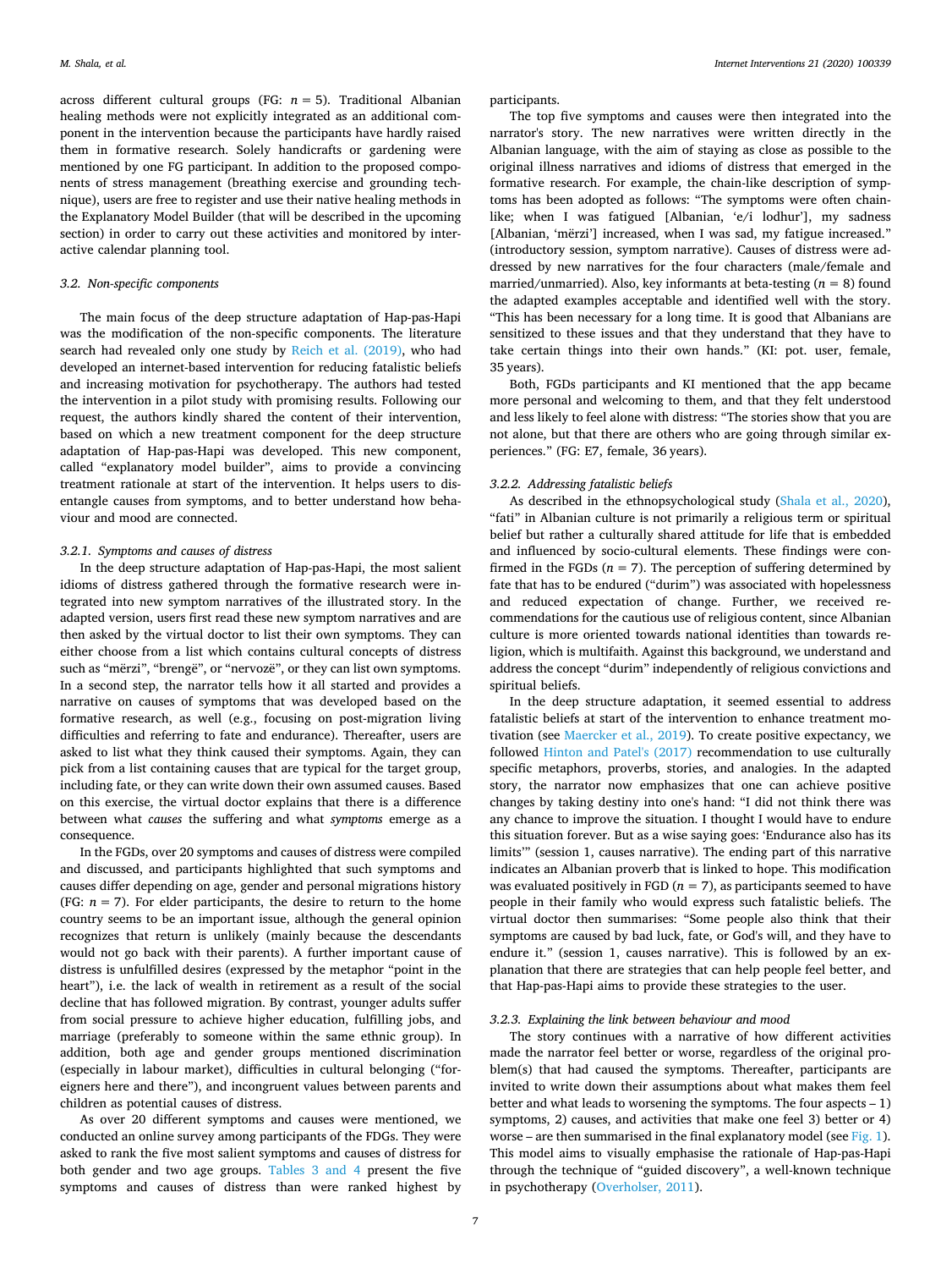across different cultural groups (FG: $n = 5$). Traditional Albanian healing methods were not explicitly integrated as an additional component in the intervention because the participants have hardly raised them in formative research. Solely handicrafts or gardening were mentioned by one FG participant. In addition to the proposed components of stress management (breathing exercise and grounding technique), users are free to register and use their native healing methods in the Explanatory Model Builder (that will be described in the upcoming section) in order to carry out these activities and monitored by interactive calendar planning tool.

### 3.2. Non-specific components

The main focus of the deep structure adaptation of Hap-pas-Hapi was the modification of the non-specific components. The literature search had revealed only one study by Reich et al. (2019), who had developed an internet-based intervention for reducing fatalistic beliefs and increasing motivation for psychotherapy. The authors had tested the intervention in a pilot study with promising results. Following our request, the authors kindly shared the content of their intervention, based on which a new treatment component for the deep structure adaptation of Hap-pas-Hapi was developed. This new component, called "explanatory model builder", aims to provide a convincing treatment rationale at start of the intervention. It helps users to disentangle causes from symptoms, and to better understand how behaviour and mood are connected.

#### 3.2.1. Symptoms and causes of distress

In the deep structure adaptation of Hap-pas-Hapi, the most salient idioms of distress gathered through the formative research were integrated into new symptom narratives of the illustrated story. In the adapted version, users first read these new symptom narratives and are then asked by the virtual doctor to list their own symptoms. They can either choose from a list which contains cultural concepts of distress such as "mërzi", "brengë", or "nervozë", or they can list own symptoms. In a second step, the narrator tells how it all started and provides a narrative on causes of symptoms that was developed based on the formative research, as well (e.g., focusing on post-migration living difficulties and referring to fate and endurance). Thereafter, users are asked to list what they think caused their symptoms. Again, they can pick from a list containing causes that are typical for the target group, including fate, or they can write down their own assumed causes. Based on this exercise, the virtual doctor explains that there is a difference between what *causes* the suffering and what *symptoms* emerge as a consequence.

In the FGDs, over 20 symptoms and causes of distress were compiled and discussed, and participants highlighted that such symptoms and causes differ depending on age, gender and personal migrations history (FG: $n = 7$). For elder participants, the desire to return to the home country seems to be an important issue, although the general opinion recognizes that return is unlikely (mainly because the descendants would not go back with their parents). A further important cause of distress is unfulfilled desires (expressed by the metaphor "point in the heart"), i.e. the lack of wealth in retirement as a result of the social decline that has followed migration. By contrast, younger adults suffer from social pressure to achieve higher education, fulfilling jobs, and marriage (preferably to someone within the same ethnic group). In addition, both age and gender groups mentioned discrimination (especially in labour market), difficulties in cultural belonging ("foreigners here and there"), and incongruent values between parents and children as potential causes of distress.

As over 20 different symptoms and causes were mentioned, we conducted an online survey among participants of the FDGs. They were asked to rank the five most salient symptoms and causes of distress for both gender and two age groups. Tables 3 and 4 present the five symptoms and causes of distress than were ranked highest by participants.

The top five symptoms and causes were then integrated into the narrator's story. The new narratives were written directly in the Albanian language, with the aim of staying as close as possible to the original illness narratives and idioms of distress that emerged in the formative research. For example, the chain-like description of symptoms has been adopted as follows: "The symptoms were often chain-like; when I was fatigued [Albanian, 'e/i lodhur'], my sadness [Albanian, 'mërzi'] increased, when I was sad, my fatigue increased." (introductory session, symptom narrative). Causes of distress were addressed by new narratives for the four characters (male/female and married/unmarried). Also, key informants at beta-testing ($n = 8$) found the adapted examples acceptable and identified well with the story. "This has been necessary for a long time. It is good that Albanians are sensitized to these issues and that they understand that they have to take certain things into their own hands." (KI: pot. user, female, 35 years).

Both, FGDs participants and KI mentioned that the app became more personal and welcoming to them, and that they felt understood and less likely to feel alone with distress: "The stories show that you are not alone, but that there are others who are going through similar experiences." (FG: E7, female, 36 years).

#### 3.2.2. Addressing fatalistic beliefs

As described in the ethnopsychological study (Shala et al., 2020), "fati" in Albanian culture is not primarily a religious term or spiritual belief but rather a culturally shared attitude for life that is embedded and influenced by socio-cultural elements. These findings were confirmed in the FGDs ($n = 7$). The perception of suffering determined by fate that has to be endured ("durim") was associated with hopelessness and reduced expectation of change. Further, we received recommendations for the cautious use of religious content, since Albanian culture is more oriented towards national identities than towards religion, which is multifaith. Against this background, we understand and address the concept "durim" independently of religious convictions and spiritual beliefs.

In the deep structure adaptation, it seemed essential to address fatalistic beliefs at start of the intervention to enhance treatment motivation (see Maercker et al., 2019). To create positive expectancy, we followed Hinton and Patel's (2017) recommendation to use culturally specific metaphors, proverbs, stories, and analogies. In the adapted story, the narrator now emphasizes that one can achieve positive changes by taking destiny into one's hand: "I did not think there was any chance to improve the situation. I thought I would have to endure this situation forever. But as a wise saying goes: 'Endurance also has its limits'" (session 1, causes narrative). The ending part of this narrative indicates an Albanian proverb that is linked to hope. This modification was evaluated positively in FGD ($n = 7$), as participants seemed to have people in their family who would express such fatalistic beliefs. The virtual doctor then summarises: "Some people also think that their symptoms are caused by bad luck, fate, or God's will, and they have to endure it." (session 1, causes narrative). This is followed by an explanation that there are strategies that can help people feel better, and that Hap-pas-Hapi aims to provide these strategies to the user.

#### 3.2.3. Explaining the link between behaviour and mood

The story continues with a narrative of how different activities made the narrator feel better or worse, regardless of the original problem(s) that had caused the symptoms. Thereafter, participants are invited to write down their assumptions about what makes them feel better and what leads to worsening the symptoms. The four aspects – 1) symptoms, 2) causes, and activities that make one feel 3) better or 4) worse – are then summarised in the final explanatory model (see Fig. 1). This model aims to visually emphasise the rationale of Hap-pas-Hapi through the technique of "guided discovery", a well-known technique in psychotherapy (Overholser, 2011).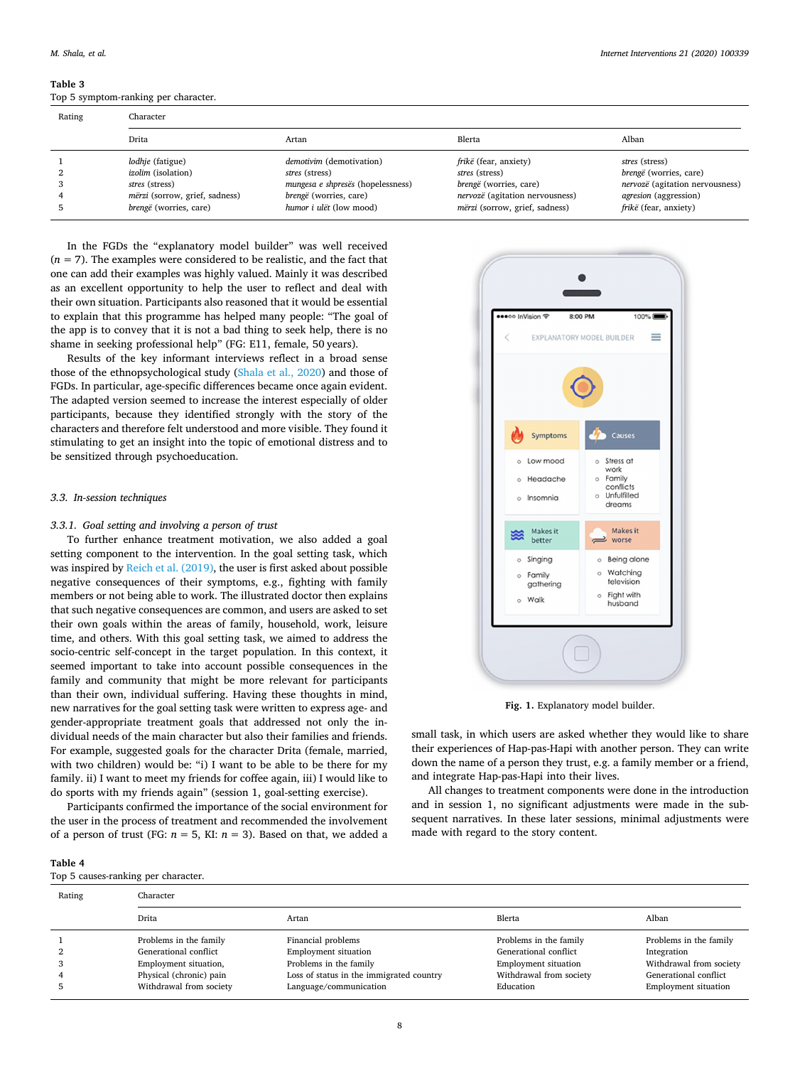**Table 3**
Top 5 symptom-ranking per character.

| Rating | Character | | | |
|---|---|---|---|---|
| | Drita | Artan | Blerta | Alban |
| 1 | *lodhje* (fatigue) | *demotivim* (demotivation) | *frikë* (fear, anxiety) | *stres* (stress) |
| 2 | *izolim* (isolation) | *stres* (stress) | *stres* (stress) | *brengë* (worries, care) |
| 3 | *stres* (stress) | *mungesa e shpresës* (hopelessness) | *brengë* (worries, care) | *nervozë* (agitation nervousness) |
| 4 | *mërzi* (sorrow, grief, sadness) | *brengë* (worries, care) | *nervozë* (agitation nervousness) | *agresion* (aggression) |
| 5 | *brengë* (worries, care) | *humor i ulët* (low mood) | *mërzi* (sorrow, grief, sadness) | *frikë* (fear, anxiety) |

In the FGDs the "explanatory model builder" was well received ($n = 7$). The examples were considered to be realistic, and the fact that one can add their examples was highly valued. Mainly it was described as an excellent opportunity to help the user to reflect and deal with their own situation. Participants also reasoned that it would be essential to explain that this programme has helped many people: "The goal of the app is to convey that it is not a bad thing to seek help, there is no shame in seeking professional help" (FG: E11, female, 50 years).

Results of the key informant interviews reflect in a broad sense those of the ethnopsychological study (Shala et al., 2020) and those of FGDs. In particular, age-specific differences became once again evident. The adapted version seemed to increase the interest especially of older participants, because they identified strongly with the story of the characters and therefore felt understood and more visible. They found it stimulating to get an insight into the topic of emotional distress and to be sensitized through psychoeducation.

### 3.3. In-session techniques

#### 3.3.1. Goal setting and involving a person of trust

To further enhance treatment motivation, we also added a goal setting component to the intervention. In the goal setting task, which was inspired by Reich et al. (2019), the user is first asked about possible negative consequences of their symptoms, e.g., fighting with family members or not being able to work. The illustrated doctor then explains that such negative consequences are common, and users are asked to set their own goals within the areas of family, household, work, leisure time, and others. With this goal setting task, we aimed to address the socio-centric self-concept in the target population. In this context, it seemed important to take into account possible consequences in the family and community that might be more relevant for participants than their own, individual suffering. Having these thoughts in mind, new narratives for the goal setting task were written to express age- and gender-appropriate treatment goals that addressed not only the individual needs of the main character but also their families and friends. For example, suggested goals for the character Drita (female, married, with two children) would be: "i) I want to be able to be there for my family. ii) I want to meet my friends for coffee again, iii) I would like to do sports with my friends again" (session 1, goal-setting exercise).

Participants confirmed the importance of the social environment for the user in the process of treatment and recommended the involvement of a person of trust (FG: $n = 5$, KI: $n = 3$). Based on that, we added a small task, in which users are asked whether they would like to share their experiences of Hap-pas-Hapi with another person. They can write down the name of a person they trust, e.g. a family member or a friend, and integrate Hap-pas-Hapi into their lives.

All changes to treatment components were done in the introduction and in session 1, no significant adjustments were made in the subsequent narratives. In these later sessions, minimal adjustments were made with regard to the story content.

**Fig. 1.** Explanatory model builder.

**Table 4**
Top 5 causes-ranking per character.

| Rating | Character | | | |
|---|---|---|---|---|
| | Drita | Artan | Blerta | Alban |
| 1 | Problems in the family | Financial problems | Problems in the family | Problems in the family |
| 2 | Generational conflict | Employment situation | Generational conflict | Integration |
| 3 | Employment situation, | Problems in the family | Employment situation | Withdrawal from society |
| 4 | Physical (chronic) pain | Loss of status in the immigrated country | Withdrawal from society | Generational conflict |
| 5 | Withdrawal from society | Language/communication | Education | Employment situation |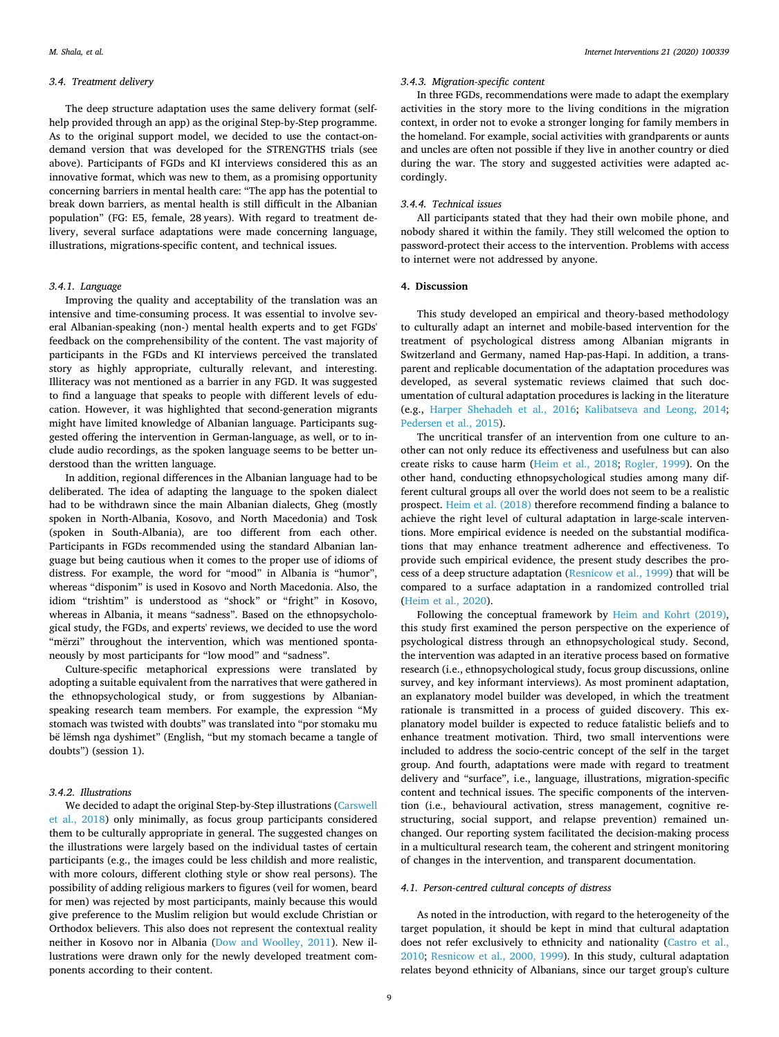### 3.4. Treatment delivery

The deep structure adaptation uses the same delivery format (self-help provided through an app) as the original Step-by-Step programme. As to the original support model, we decided to use the contact-on-demand version that was developed for the STRENGTHS trials (see above). Participants of FGDs and KI interviews considered this as an innovative format, which was new to them, as a promising opportunity concerning barriers in mental health care: "The app has the potential to break down barriers, as mental health is still difficult in the Albanian population" (FG: E5, female, 28 years). With regard to treatment delivery, several surface adaptations were made concerning language, illustrations, migrations-specific content, and technical issues.

#### 3.4.1. Language

Improving the quality and acceptability of the translation was an intensive and time-consuming process. It was essential to involve several Albanian-speaking (non-) mental health experts and to get FGDs' feedback on the comprehensibility of the content. The vast majority of participants in the FGDs and KI interviews perceived the translated story as highly appropriate, culturally relevant, and interesting. Illiteracy was not mentioned as a barrier in any FGD. It was suggested to find a language that speaks to people with different levels of education. However, it was highlighted that second-generation migrants might have limited knowledge of Albanian language. Participants suggested offering the intervention in German-language, as well, or to include audio recordings, as the spoken language seems to be better understood than the written language.

In addition, regional differences in the Albanian language had to be deliberated. The idea of adapting the language to the spoken dialect had to be withdrawn since the main Albanian dialects, Gheg (mostly spoken in North-Albania, Kosovo, and North Macedonia) and Tosk (spoken in South-Albania), are too different from each other. Participants in FGDs recommended using the standard Albanian language but being cautious when it comes to the proper use of idioms of distress. For example, the word for "mood" in Albania is "humor", whereas "disponim" is used in Kosovo and North Macedonia. Also, the idiom "trishtim" is understood as "shock" or "fright" in Kosovo, whereas in Albania, it means "sadness". Based on the ethnopsychological study, the FGDs, and experts' reviews, we decided to use the word "mërzi" throughout the intervention, which was mentioned spontaneously by most participants for "low mood" and "sadness".

Culture-specific metaphorical expressions were translated by adopting a suitable equivalent from the narratives that were gathered in the ethnopsychological study, or from suggestions by Albanian-speaking research team members. For example, the expression "My stomach was twisted with doubts" was translated into "por stomaku mu bë lëmsh nga dyshimet" (English, "but my stomach became a tangle of doubts") (session 1).

#### 3.4.2. Illustrations

We decided to adapt the original Step-by-Step illustrations (Carswell et al., 2018) only minimally, as focus group participants considered them to be culturally appropriate in general. The suggested changes on the illustrations were largely based on the individual tastes of certain participants (e.g., the images could be less childish and more realistic, with more colours, different clothing style or show real persons). The possibility of adding religious markers to figures (veil for women, beard for men) was rejected by most participants, mainly because this would give preference to the Muslim religion but would exclude Christian or Orthodox believers. This also does not represent the contextual reality neither in Kosovo nor in Albania (Dow and Woolley, 2011). New illustrations were drawn only for the newly developed treatment components according to their content.

#### 3.4.3. Migration-specific content

In three FGDs, recommendations were made to adapt the exemplary activities in the story more to the living conditions in the migration context, in order not to evoke a stronger longing for family members in the homeland. For example, social activities with grandparents or aunts and uncles are often not possible if they live in another country or died during the war. The story and suggested activities were adapted accordingly.

#### 3.4.4. Technical issues

All participants stated that they had their own mobile phone, and nobody shared it within the family. They still welcomed the option to password-protect their access to the intervention. Problems with access to internet were not addressed by anyone.

## 4. Discussion

This study developed an empirical and theory-based methodology to culturally adapt an internet and mobile-based intervention for the treatment of psychological distress among Albanian migrants in Switzerland and Germany, named Hap-pas-Hapi. In addition, a transparent and replicable documentation of the adaptation procedures was developed, as several systematic reviews claimed that such documentation of cultural adaptation procedures is lacking in the literature (e.g., Harper Shehadeh et al., 2016; Kalibatseva and Leong, 2014; Pedersen et al., 2015).

The uncritical transfer of an intervention from one culture to another can not only reduce its effectiveness and usefulness but can also create risks to cause harm (Heim et al., 2018; Rogler, 1999). On the other hand, conducting ethnopsychological studies among many different cultural groups all over the world does not seem to be a realistic prospect. Heim et al. (2018) therefore recommend finding a balance to achieve the right level of cultural adaptation in large-scale interventions. More empirical evidence is needed on the substantial modifications that may enhance treatment adherence and effectiveness. To provide such empirical evidence, the present study describes the process of a deep structure adaptation (Resnicow et al., 1999) that will be compared to a surface adaptation in a randomized controlled trial (Heim et al., 2020).

Following the conceptual framework by Heim and Kohrt (2019), this study first examined the person perspective on the experience of psychological distress through an ethnopsychological study. Second, the intervention was adapted in an iterative process based on formative research (i.e., ethnopsychological study, focus group discussions, online survey, and key informant interviews). As most prominent adaptation, an explanatory model builder was developed, in which the treatment rationale is transmitted in a process of guided discovery. This explanatory model builder is expected to reduce fatalistic beliefs and to enhance treatment motivation. Third, two small interventions were included to address the socio-centric concept of the self in the target group. And fourth, adaptations were made with regard to treatment delivery and "surface", i.e., language, illustrations, migration-specific content and technical issues. The specific components of the intervention (i.e., behavioural activation, stress management, cognitive restructuring, social support, and relapse prevention) remained unchanged. Our reporting system facilitated the decision-making process in a multicultural research team, the coherent and stringent monitoring of changes in the intervention, and transparent documentation.

### 4.1. Person-centred cultural concepts of distress

As noted in the introduction, with regard to the heterogeneity of the target population, it should be kept in mind that cultural adaptation does not refer exclusively to ethnicity and nationality (Castro et al., 2010; Resnicow et al., 2000, 1999). In this study, cultural adaptation relates beyond ethnicity of Albanians, since our target group's culture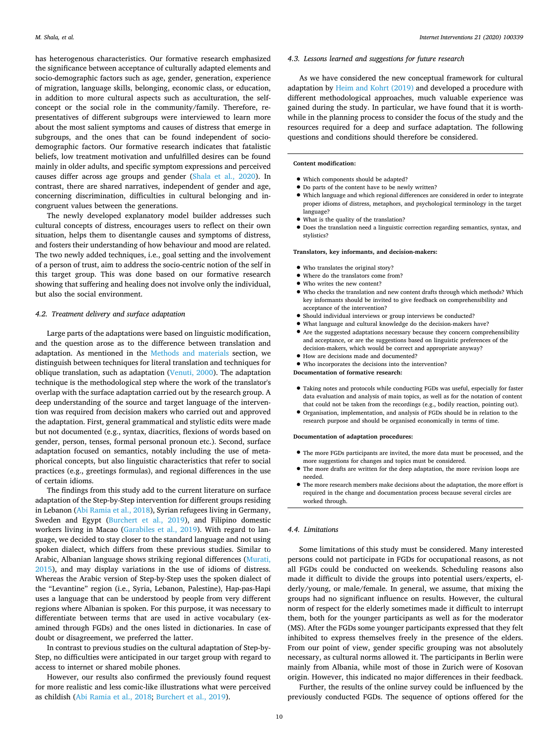has heterogenous characteristics. Our formative research emphasized the significance between acceptance of culturally adapted elements and socio-demographic factors such as age, gender, generation, experience of migration, language skills, belonging, economic class, or education, in addition to more cultural aspects such as acculturation, the self-concept or the social role in the community/family. Therefore, representatives of different subgroups were interviewed to learn more about the most salient symptoms and causes of distress that emerge in subgroups, and the ones that can be found independent of socio-demographic factors. Our formative research indicates that fatalistic beliefs, low treatment motivation and unfulfilled desires can be found mainly in older adults, and specific symptom expressions and perceived causes differ across age groups and gender (Shala et al., 2020). In contrast, there are shared narratives, independent of gender and age, concerning discrimination, difficulties in cultural belonging and incongruent values between the generations.

The newly developed explanatory model builder addresses such cultural concepts of distress, encourages users to reflect on their own situation, helps them to disentangle causes and symptoms of distress, and fosters their understanding of how behaviour and mood are related. The two newly added techniques, i.e., goal setting and the involvement of a person of trust, aim to address the socio-centric notion of the self in this target group. This was done based on our formative research showing that suffering and healing does not involve only the individual, but also the social environment.

### 4.2. Treatment delivery and surface adaptation

Large parts of the adaptations were based on linguistic modification, and the question arose as to the difference between translation and adaptation. As mentioned in the Methods and materials section, we distinguish between techniques for literal translation and techniques for oblique translation, such as adaptation (Venuti, 2000). The adaptation technique is the methodological step where the work of the translator's overlap with the surface adaptation carried out by the research group. A deep understanding of the source and target language of the intervention was required from decision makers who carried out and approved the adaptation. First, general grammatical and stylistic edits were made but not documented (e.g., syntax, diacritics, flexions of words based on gender, person, tenses, formal personal pronoun etc.). Second, surface adaptation focused on semantics, notably including the use of metaphorical concepts, but also linguistic characteristics that refer to social practices (e.g., greetings formulas), and regional differences in the use of certain idioms.

The findings from this study add to the current literature on surface adaptation of the Step-by-Step intervention for different groups residing in Lebanon (Abi Ramia et al., 2018), Syrian refugees living in Germany, Sweden and Egypt (Burchert et al., 2019), and Filipino domestic workers living in Macao (Garabiles et al., 2019). With regard to language, we decided to stay closer to the standard language and not using spoken dialect, which differs from these previous studies. Similar to Arabic, Albanian language shows striking regional differences (Murati, 2015), and may display variations in the use of idioms of distress. Whereas the Arabic version of Step-by-Step uses the spoken dialect of the "Levantine" region (i.e., Syria, Lebanon, Palestine), Hap-pas-Hapi uses a language that can be understood by people from very different regions where Albanian is spoken. For this purpose, it was necessary to differentiate between terms that are used in active vocabulary (examined through FGDs) and the ones listed in dictionaries. In case of doubt or disagreement, we preferred the latter.

In contrast to previous studies on the cultural adaptation of Step-by-Step, no difficulties were anticipated in our target group with regard to access to internet or shared mobile phones.

However, our results also confirmed the previously found request for more realistic and less comic-like illustrations what were perceived as childish (Abi Ramia et al., 2018; Burchert et al., 2019).

### 4.3. Lessons learned and suggestions for future research

As we have considered the new conceptual framework for cultural adaptation by Heim and Kohrt (2019) and developed a procedure with different methodological approaches, much valuable experience was gained during the study. In particular, we have found that it is worthwhile in the planning process to consider the focus of the study and the resources required for a deep and surface adaptation. The following questions and conditions should therefore be considered.

**Content modification:**

- Which components should be adapted?
- Do parts of the content have to be newly written?
- Which language and which regional differences are considered in order to integrate proper idioms of distress, metaphors, and psychological terminology in the target language?
- What is the quality of the translation?
- Does the translation need a linguistic correction regarding semantics, syntax, and stylistics?

**Translators, key informants, and decision-makers:**

- Who translates the original story?
- Where do the translators come from?
- Who writes the new content?
- Who checks the translation and new content drafts through which methods? Which key informants should be invited to give feedback on comprehensibility and acceptance of the intervention?
- Should individual interviews or group interviews be conducted?
- What language and cultural knowledge do the decision-makers have?
- Are the suggested adaptations necessary because they concern comprehensibility and acceptance, or are the suggestions based on linguistic preferences of the decision-makers, which would be correct and appropriate anyway?
- How are decisions made and documented?
- Who incorporates the decisions into the intervention?

**Documentation of formative research:**

- Taking notes and protocols while conducting FGDs was useful, especially for faster data evaluation and analysis of main topics, as well as for the notation of content that could not be taken from the recordings (e.g., bodily reaction, pointing out).
- Organisation, implementation, and analysis of FGDs should be in relation to the research purpose and should be organised economically in terms of time.

**Documentation of adaptation procedures:**

- The more FGDs participants are invited, the more data must be processed, and the more suggestions for changes and topics must be considered.
- The more drafts are written for the deep adaptation, the more revision loops are needed.
- The more research members make decisions about the adaptation, the more effort is required in the change and documentation process because several circles are worked through.

### 4.4. Limitations

Some limitations of this study must be considered. Many interested persons could not participate in FGDs for occupational reasons, as not all FGDs could be conducted on weekends. Scheduling reasons also made it difficult to divide the groups into potential users/experts, elderly/young, or male/female. In general, we assume, that mixing the groups had no significant influence on results. However, the cultural norm of respect for the elderly sometimes made it difficult to interrupt them, both for the younger participants as well as for the moderator (MS). After the FGDs some younger participants expressed that they felt inhibited to express themselves freely in the presence of the elders. From our point of view, gender specific grouping was not absolutely necessary, as cultural norms allowed it. The participants in Berlin were mainly from Albania, while most of those in Zurich were of Kosovan origin. However, this indicated no major differences in their feedback.

Further, the results of the online survey could be influenced by the previously conducted FGDs. The sequence of options offered for the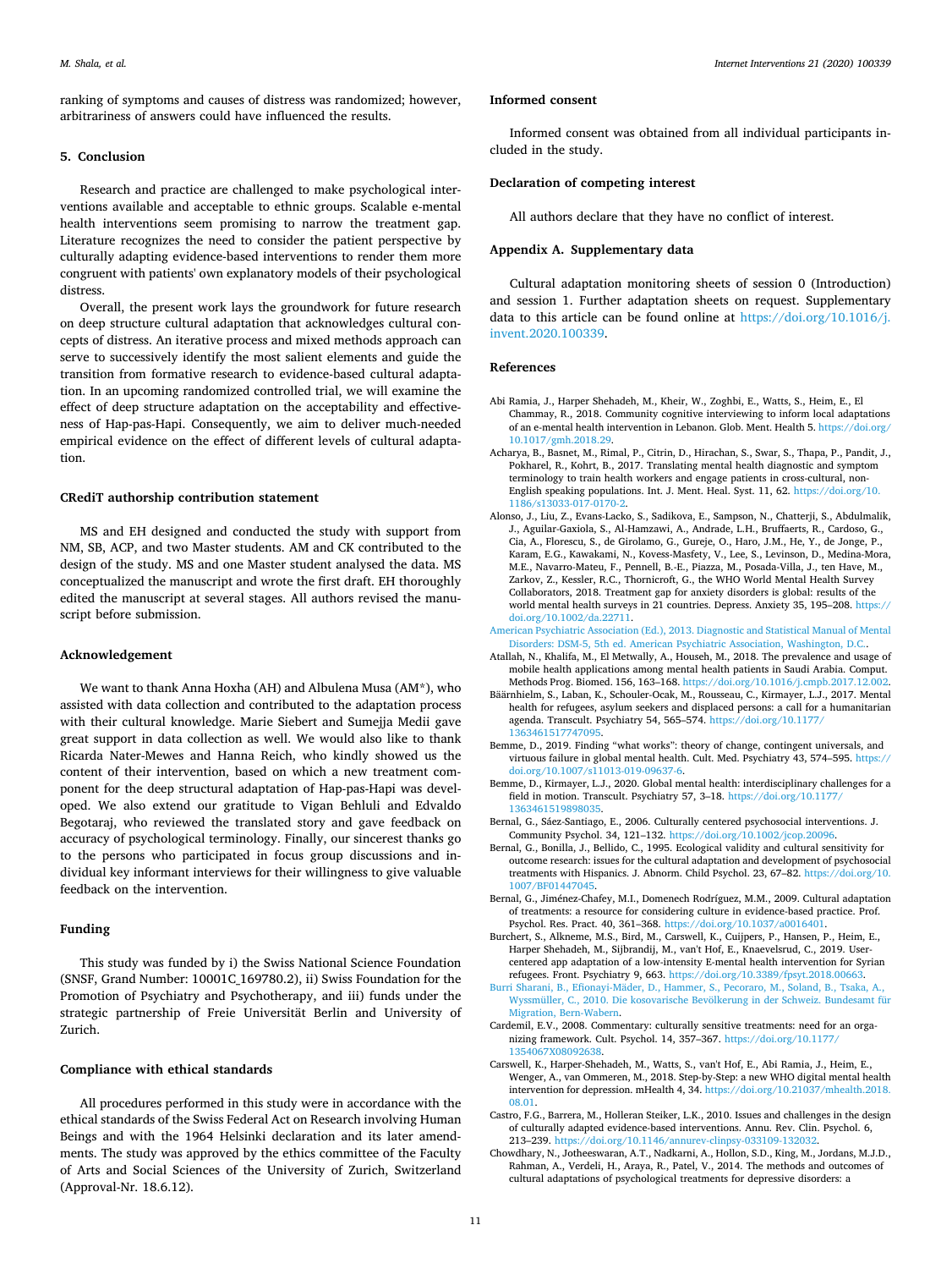ranking of symptoms and causes of distress was randomized; however, arbitrariness of answers could have influenced the results.

## 5. Conclusion

Research and practice are challenged to make psychological interventions available and acceptable to ethnic groups. Scalable e-mental health interventions seem promising to narrow the treatment gap. Literature recognizes the need to consider the patient perspective by culturally adapting evidence-based interventions to render them more congruent with patients' own explanatory models of their psychological distress.

Overall, the present work lays the groundwork for future research on deep structure cultural adaptation that acknowledges cultural concepts of distress. An iterative process and mixed methods approach can serve to successively identify the most salient elements and guide the transition from formative research to evidence-based cultural adaptation. In an upcoming randomized controlled trial, we will examine the effect of deep structure adaptation on the acceptability and effectiveness of Hap-pas-Hapi. Consequently, we aim to deliver much-needed empirical evidence on the effect of different levels of cultural adaptation.

## CRediT authorship contribution statement

MS and EH designed and conducted the study with support from NM, SB, ACP, and two Master students. AM and CK contributed to the design of the study. MS and one Master student analysed the data. MS conceptualized the manuscript and wrote the first draft. EH thoroughly edited the manuscript at several stages. All authors revised the manuscript before submission.

## Acknowledgement

We want to thank Anna Hoxha (AH) and Albulena Musa (AM*), who assisted with data collection and contributed to the adaptation process with their cultural knowledge. Marie Siebert and Sumejja Medii gave great support in data collection as well. We would also like to thank Ricarda Nater-Mewes and Hanna Reich, who kindly showed us the content of their intervention, based on which a new treatment component for the deep structural adaptation of Hap-pas-Hapi was developed. We also extend our gratitude to Vigan Behluli and Edvaldo Begotaraj, who reviewed the translated story and gave feedback on accuracy of psychological terminology. Finally, our sincerest thanks go to the persons who participated in focus group discussions and individual key informant interviews for their willingness to give valuable feedback on the intervention.

## Funding

This study was funded by i) the Swiss National Science Foundation (SNSF, Grand Number: 10001C_169780.2), ii) Swiss Foundation for the Promotion of Psychiatry and Psychotherapy, and iii) funds under the strategic partnership of Freie Universität Berlin and University of Zurich.

## Compliance with ethical standards

All procedures performed in this study were in accordance with the ethical standards of the Swiss Federal Act on Research involving Human Beings and with the 1964 Helsinki declaration and its later amendments. The study was approved by the ethics committee of the Faculty of Arts and Social Sciences of the University of Zurich, Switzerland (Approval-Nr. 18.6.12).

## Informed consent

Informed consent was obtained from all individual participants included in the study.

## Declaration of competing interest

All authors declare that they have no conflict of interest.

## Appendix A. Supplementary data

Cultural adaptation monitoring sheets of session 0 (Introduction) and session 1. Further adaptation sheets on request. Supplementary data to this article can be found online at https://doi.org/10.1016/j.invent.2020.100339.

## References

Abi Ramia, J., Harper Shehadeh, M., Kheir, W., Zoghbi, E., Watts, S., Heim, E., El Chammay, R., 2018. Community cognitive interviewing to inform local adaptations of an e-mental health intervention in Lebanon. Glob. Ment. Health 5. https://doi.org/10.1017/gmh.2018.29.

Acharya, B., Basnet, M., Rimal, P., Citrin, D., Hirachan, S., Swar, S., Thapa, P., Pandit, J., Pokharel, R., Kohrt, B., 2017. Translating mental health diagnostic and symptom terminology to train health workers and engage patients in cross-cultural, non-English speaking populations. Int. J. Ment. Heal. Syst. 11, 62. https://doi.org/10.1186/s13033-017-0170-2.

Alonso, J., Liu, Z., Evans-Lacko, S., Sadikova, E., Sampson, N., Chatterji, S., Abdulmalik, J., Aguilar-Gaxiola, S., Al-Hamzawi, A., Andrade, L.H., Bruffaerts, R., Cardoso, G., Cia, A., Florescu, S., de Girolamo, G., Gureje, O., Haro, J.M., He, Y., de Jonge, P., Karam, E.G., Kawakami, N., Kovess-Masfety, V., Lee, S., Levinson, D., Medina-Mora, M.E., Navarro-Mateu, F., Pennell, B.-E., Piazza, M., Posada-Villa, J., ten Have, M., Zarkov, Z., Kessler, R.C., Thornicroft, G., the WHO World Mental Health Survey Collaborators, 2018. Treatment gap for anxiety disorders is global: results of the world mental health surveys in 21 countries. Depress. Anxiety 35, 195–208. https://doi.org/10.1002/da.22711.

American Psychiatric Association (Ed.), 2013. Diagnostic and Statistical Manual of Mental Disorders: DSM-5, 5th ed. American Psychiatric Association, Washington, D.C..

Atallah, N., Khalifa, M., El Metwally, A., Househ, M., 2018. The prevalence and usage of mobile health applications among mental health patients in Saudi Arabia. Comput. Methods Prog. Biomed. 156, 163–168. https://doi.org/10.1016/j.cmpb.2017.12.002.

Bäärnhielm, S., Laban, K., Schouler-Ocak, M., Rousseau, C., Kirmayer, L.J., 2017. Mental health for refugees, asylum seekers and displaced persons: a call for a humanitarian agenda. Transcult. Psychiatry 54, 565–574. https://doi.org/10.1177/1363461517747095.

Bemme, D., 2019. Finding "what works": theory of change, contingent universals, and virtuous failure in global mental health. Cult. Med. Psychiatry 43, 574–595. https://doi.org/10.1007/s11013-019-09637-6.

Bemme, D., Kirmayer, L.J., 2020. Global mental health: interdisciplinary challenges for a field in motion. Transcult. Psychiatry 57, 3–18. https://doi.org/10.1177/1363461519898035.

Bernal, G., Sáez-Santiago, E., 2006. Culturally centered psychosocial interventions. J. Community Psychol. 34, 121–132. https://doi.org/10.1002/jcop.20096.

Bernal, G., Bonilla, J., Bellido, C., 1995. Ecological validity and cultural sensitivity for outcome research: issues for the cultural adaptation and development of psychosocial treatments with Hispanics. J. Abnorm. Child Psychol. 23, 67–82. https://doi.org/10.1007/BF01447045.

Bernal, G., Jiménez-Chafey, M.I., Domenech Rodríguez, M.M., 2009. Cultural adaptation of treatments: a resource for considering culture in evidence-based practice. Prof. Psychol. Res. Pract. 40, 361–368. https://doi.org/10.1037/a0016401.

Burchert, S., Alkneme, M.S., Bird, M., Carswell, K., Cuijpers, P., Hansen, P., Heim, E., Harper Shehadeh, M., Sijbrandij, M., van't Hof, E., Knaevelsrud, C., 2019. User-centered app adaptation of a low-intensity E-mental health intervention for Syrian refugees. Front. Psychiatry 9, 663. https://doi.org/10.3389/fpsyt.2018.00663.

Burri Sharani, B., Efionayi-Mäder, D., Hammer, S., Pecoraro, M., Soland, B., Tsaka, A., Wyssmüller, C., 2010. Die kosovarische Bevölkerung in der Schweiz. Bundesamt für Migration, Bern-Wabern.

Cardemil, E.V., 2008. Commentary: culturally sensitive treatments: need for an organizing framework. Cult. Psychol. 14, 357–367. https://doi.org/10.1177/1354067X08092638.

Carswell, K., Harper-Shehadeh, M., Watts, S., van't Hof, E., Abi Ramia, J., Heim, E., Wenger, A., van Ommeren, M., 2018. Step-by-Step: a new WHO digital mental health intervention for depression. mHealth 4, 34. https://doi.org/10.21037/mhealth.2018.08.01.

Castro, F.G., Barrera, M., Holleran Steiker, L.K., 2010. Issues and challenges in the design of culturally adapted evidence-based interventions. Annu. Rev. Clin. Psychol. 6, 213–239. https://doi.org/10.1146/annurev-clinpsy-033109-132032.

Chowdhary, N., Jotheeswaran, A.T., Nadkarni, A., Hollon, S.D., King, M., Jordans, M.J.D., Rahman, A., Verdeli, H., Araya, R., Patel, V., 2014. The methods and outcomes of cultural adaptations of psychological treatments for depressive disorders: a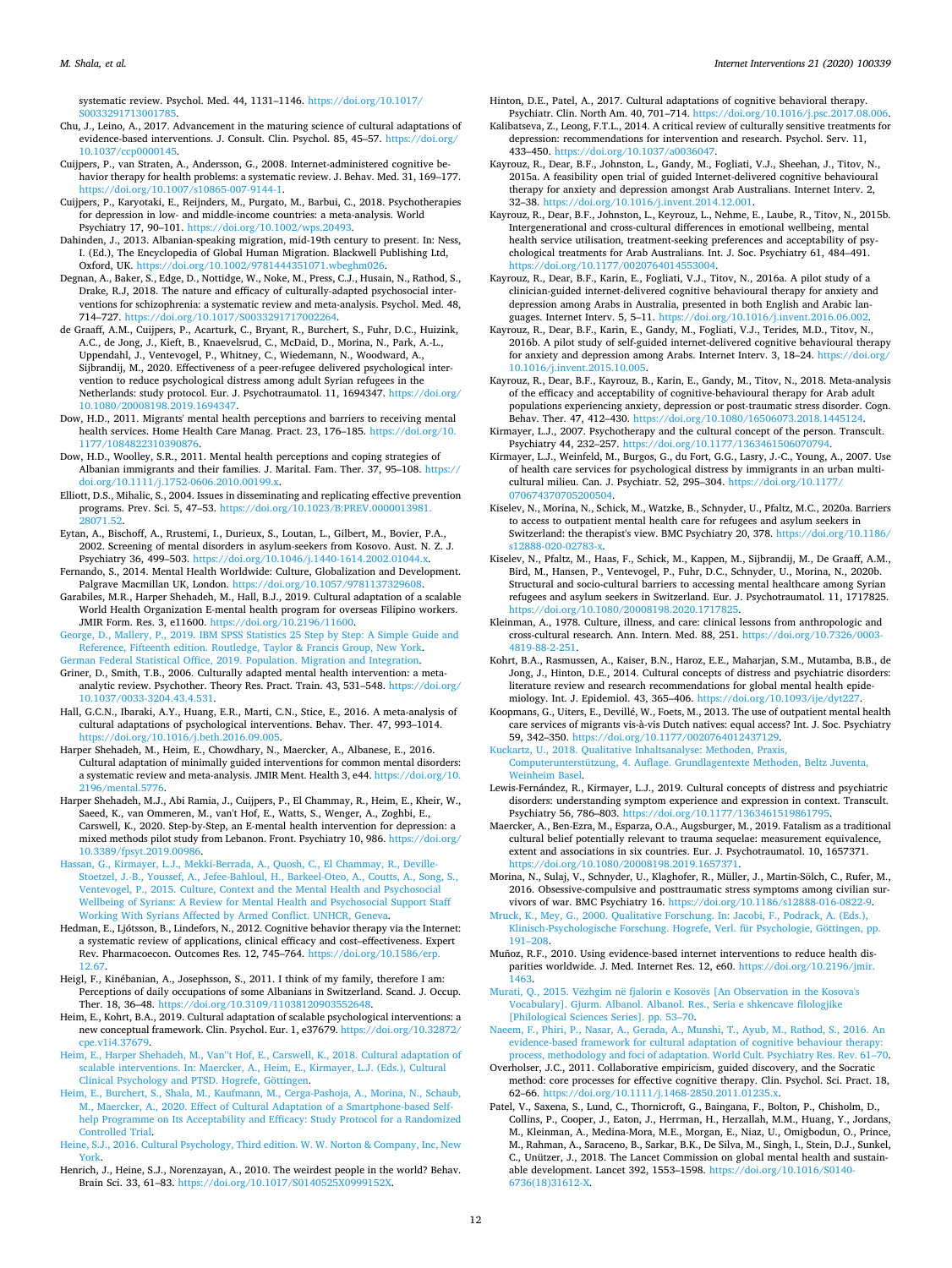systematic review. Psychol. Med. 44, 1131–1146. https://doi.org/10.1017/S0033291713001785.

Chu, J., Leino, A., 2017. Advancement in the maturing science of cultural adaptations of evidence-based interventions. J. Consult. Clin. Psychol. 85, 45–57. https://doi.org/10.1037/ccp0000145.

Cuijpers, P., van Straten, A., Andersson, G., 2008. Internet-administered cognitive behavior therapy for health problems: a systematic review. J. Behav. Med. 31, 169–177. https://doi.org/10.1007/s10865-007-9144-1.

Cuijpers, P., Karyotaki, E., Reijnders, M., Purgato, M., Barbui, C., 2018. Psychotherapies for depression in low- and middle-income countries: a meta-analysis. World Psychiatry 17, 90–101. https://doi.org/10.1002/wps.20493.

Dahinden, J., 2013. Albanian-speaking migration, mid-19th century to present. In: Ness, I. (Ed.), The Encyclopedia of Global Human Migration. Blackwell Publishing Ltd, Oxford, UK. https://doi.org/10.1002/9781444351071.wbeghm026.

Degnan, A., Baker, S., Edge, D., Nottidge, W., Noke, M., Press, C.J., Husain, N., Rathod, S., Drake, R.J, 2018. The nature and efficacy of culturally-adapted psychosocial interventions for schizophrenia: a systematic review and meta-analysis. Psychol. Med. 48, 714–727. https://doi.org/10.1017/S0033291717002264.

de Graaff, A.M., Cuijpers, P., Acarturk, C., Bryant, R., Burchert, S., Fuhr, D.C., Huizink, A.C., de Jong, J., Kieft, B., Knaevelsrud, C., McDaid, D., Morina, N., Park, A.-L., Uppendahl, J., Ventevogel, P., Whitney, C., Wiedemann, N., Woodward, A., Sijbrandij, M., 2020. Effectiveness of a peer-refugee delivered psychological intervention to reduce psychological distress among adult Syrian refugees in the Netherlands: study protocol. Eur. J. Psychotraumatol. 11, 1694347. https://doi.org/10.1080/20008198.2019.1694347.

Dow, H.D., 2011. Migrants' mental health perceptions and barriers to receiving mental health services. Home Health Care Manag. Pract. 23, 176–185. https://doi.org/10.1177/1084822310390876.

Dow, H.D., Woolley, S.R., 2011. Mental health perceptions and coping strategies of Albanian immigrants and their families. J. Marital. Fam. Ther. 37, 95–108. https://doi.org/10.1111/j.1752-0606.2010.00199.x.

Elliott, D.S., Mihalic, S., 2004. Issues in disseminating and replicating effective prevention programs. Prev. Sci. 5, 47–53. https://doi.org/10.1023/B:PREV.0000013981.28071.52.

Eytan, A., Bischoff, A., Rrustemi, I., Durieux, S., Loutan, L., Gilbert, M., Bovier, P.A., 2002. Screening of mental disorders in asylum-seekers from Kosovo. Aust. N. Z. J. Psychiatry 36, 499–503. https://doi.org/10.1046/j.1440-1614.2002.01044.x.

Fernando, S., 2014. Mental Health Worldwide: Culture, Globalization and Development. Palgrave Macmillan UK, London. https://doi.org/10.1057/9781137329608.

Garabiles, M.R., Harper Shehadeh, M., Hall, B.J., 2019. Cultural adaptation of a scalable World Health Organization E-mental health program for overseas Filipino workers. JMIR Form. Res. 3, e11600. https://doi.org/10.2196/11600.

George, D., Mallery, P., 2019. IBM SPSS Statistics 25 Step by Step: A Simple Guide and Reference, Fifteenth edition. Routledge, Taylor & Francis Group, New York.

German Federal Statistical Office, 2019. Population. Migration and Integration.

Griner, D., Smith, T.B., 2006. Culturally adapted mental health intervention: a meta-analytic review. Psychother. Theory Res. Pract. Train. 43, 531–548. https://doi.org/10.1037/0033-3204.43.4.531.

Hall, G.C.N., Ibaraki, A.Y., Huang, E.R., Marti, C.N., Stice, E., 2016. A meta-analysis of cultural adaptations of psychological interventions. Behav. Ther. 47, 993–1014. https://doi.org/10.1016/j.beth.2016.09.005.

Harper Shehadeh, M., Heim, E., Chowdhary, N., Maercker, A., Albanese, E., 2016. Cultural adaptation of minimally guided interventions for common mental disorders: a systematic review and meta-analysis. JMIR Ment. Health 3, e44. https://doi.org/10.2196/mental.5776.

Harper Shehadeh, M.J., Abi Ramia, J., Cuijpers, P., El Chammay, R., Heim, E., Kheir, W., Saeed, K., van Ommeren, M., van't Hof, E., Watts, S., Wenger, A., Zoghbi, E., Carswell, K., 2020. Step-by-Step, an E-mental health intervention for depression: a mixed methods pilot study from Lebanon. Front. Psychiatry 10, 986. https://doi.org/10.3389/fpsyt.2019.00986.

Hassan, G., Kirmayer, L.J., Mekki-Berrada, A., Quosh, C., El Chammay, R., Deville-Stoetzel, J.-B., Youssef, A., Jefee-Bahloul, H., Barkeel-Oteo, A., Coutts, A., Song, S., Ventevogel, P., 2015. Culture, Context and the Mental Health and Psychosocial Wellbeing of Syrians: A Review for Mental Health and Psychosocial Support Staff Working With Syrians Affected by Armed Conflict. UNHCR, Geneva.

Hedman, E., Ljótsson, B., Lindefors, N., 2012. Cognitive behavior therapy via the Internet: a systematic review of applications, clinical efficacy and cost–effectiveness. Expert Rev. Pharmacoecon. Outcomes Res. 12, 745–764. https://doi.org/10.1586/erp.12.67.

Heigl, F., Kinébanian, A., Josephsson, S., 2011. I think of my family, therefore I am: Perceptions of daily occupations of some Albanians in Switzerland. Scand. J. Occup. Ther. 18, 36–48. https://doi.org/10.3109/11038120903552648.

Heim, E., Kohrt, B.A., 2019. Cultural adaptation of scalable psychological interventions: a new conceptual framework. Clin. Psychol. Eur. 1, e37679. https://doi.org/10.32872/cpe.v1i4.37679.

Heim, E., Harper Shehadeh, M., Van''t Hof, E., Carswell, K., 2018. Cultural adaptation of scalable interventions. In: Maercker, A., Heim, E., Kirmayer, L.J. (Eds.), Cultural Clinical Psychology and PTSD. Hogrefe, Göttingen.

Heim, E., Burchert, S., Shala, M., Kaufmann, M., Cerga-Pashoja, A., Morina, N., Schaub, M., Maercker, A., 2020. Effect of Cultural Adaptation of a Smartphone-based Self-help Programme on Its Acceptability and Efficacy: Study Protocol for a Randomized Controlled Trial.

Heine, S.J., 2016. Cultural Psychology, Third edition. W. W. Norton & Company, Inc, New York.

Henrich, J., Heine, S.J., Norenzayan, A., 2010. The weirdest people in the world? Behav. Brain Sci. 33, 61–83. https://doi.org/10.1017/S0140525X0999152X.

Hinton, D.E., Patel, A., 2017. Cultural adaptations of cognitive behavioral therapy. Psychiatr. Clin. North Am. 40, 701–714. https://doi.org/10.1016/j.psc.2017.08.006.

Kalibatseva, Z., Leong, F.T.L., 2014. A critical review of culturally sensitive treatments for depression: recommendations for intervention and research. Psychol. Serv. 11, 433–450. https://doi.org/10.1037/a0036047.

Kayrouz, R., Dear, B.F., Johnston, L., Gandy, M., Fogliati, V.J., Sheehan, J., Titov, N., 2015a. A feasibility open trial of guided Internet-delivered cognitive behavioural therapy for anxiety and depression amongst Arab Australians. Internet Interv. 2, 32–38. https://doi.org/10.1016/j.invent.2014.12.001.

Kayrouz, R., Dear, B.F., Johnston, L., Keyrouz, L., Nehme, E., Laube, R., Titov, N., 2015b. Intergenerational and cross-cultural differences in emotional wellbeing, mental health service utilisation, treatment-seeking preferences and acceptability of psychological treatments for Arab Australians. Int. J. Soc. Psychiatry 61, 484–491. https://doi.org/10.1177/0020764014553004.

Kayrouz, R., Dear, B.F., Karin, E., Fogliati, V.J., Titov, N., 2016a. A pilot study of a clinician-guided internet-delivered cognitive behavioural therapy for anxiety and depression among Arabs in Australia, presented in both English and Arabic languages. Internet Interv. 5, 5–11. https://doi.org/10.1016/j.invent.2016.06.002.

Kayrouz, R., Dear, B.F., Karin, E., Gandy, M., Fogliati, V.J., Terides, M.D., Titov, N., 2016b. A pilot study of self-guided internet-delivered cognitive behavioural therapy for anxiety and depression among Arabs. Internet Interv. 3, 18–24. https://doi.org/10.1016/j.invent.2015.10.005.

Kayrouz, R., Dear, B.F., Kayrouz, B., Karin, E., Gandy, M., Titov, N., 2018. Meta-analysis of the efficacy and acceptability of cognitive-behavioural therapy for Arab adult populations experiencing anxiety, depression or post-traumatic stress disorder. Cogn. Behav. Ther. 47, 412–430. https://doi.org/10.1080/16506073.2018.1445124.

Kirmayer, L.J., 2007. Psychotherapy and the cultural concept of the person. Transcult. Psychiatry 44, 232–257. https://doi.org/10.1177/1363461506070794.

Kirmayer, L.J., Weinfeld, M., Burgos, G., du Fort, G.G., Lasry, J.-C., Young, A., 2007. Use of health care services for psychological distress by immigrants in an urban multicultural milieu. Can. J. Psychiatr. 52, 295–304. https://doi.org/10.1177/070674370705200504.

Kiselev, N., Morina, N., Schick, M., Watzke, B., Schnyder, U., Pfaltz, M.C., 2020a. Barriers to access to outpatient mental health care for refugees and asylum seekers in Switzerland: the therapist's view. BMC Psychiatry 20, 378. https://doi.org/10.1186/s12888-020-02783-x.

Kiselev, N., Pfaltz, M., Haas, F., Schick, M., Kappen, M., Sijbrandij, M., De Graaff, A.M., Bird, M., Hansen, P., Ventevogel, P., Fuhr, D.C., Schnyder, U., Morina, N., 2020b. Structural and socio-cultural barriers to accessing mental healthcare among Syrian refugees and asylum seekers in Switzerland. Eur. J. Psychotraumatol. 11, 1717825. https://doi.org/10.1080/20008198.2020.1717825.

Kleinman, A., 1978. Culture, illness, and care: clinical lessons from anthropologic and cross-cultural research. Ann. Intern. Med. 88, 251. https://doi.org/10.7326/0003-4819-88-2-251.

Kohrt, B.A., Rasmussen, A., Kaiser, B.N., Haroz, E.E., Maharjan, S.M., Mutamba, B.B., de Jong, J., Hinton, D.E., 2014. Cultural concepts of distress and psychiatric disorders: literature review and research recommendations for global mental health epidemiology. Int. J. Epidemiol. 43, 365–406. https://doi.org/10.1093/ije/dyt227.

Koopmans, G., Uiters, E., Devillé, W., Foets, M., 2013. The use of outpatient mental health care services of migrants vis-à-vis Dutch natives: equal access? Int. J. Soc. Psychiatry 59, 342–350. https://doi.org/10.1177/0020764012437129.

Kuckartz, U., 2018. Qualitative Inhaltsanalyse: Methoden, Praxis, Computerunterstützung, 4. Auflage. Grundlagentexte Methoden, Beltz Juventa, Weinheim Basel.

Lewis-Fernández, R., Kirmayer, L.J., 2019. Cultural concepts of distress and psychiatric disorders: understanding symptom experience and expression in context. Transcult. Psychiatry 56, 786–803. https://doi.org/10.1177/1363461519861795.

Maercker, A., Ben-Ezra, M., Esparza, O.A., Augsburger, M., 2019. Fatalism as a traditional cultural belief potentially relevant to trauma sequelae: measurement equivalence, extent and associations in six countries. Eur. J. Psychotraumatol. 10, 1657371. https://doi.org/10.1080/20008198.2019.1657371.

Morina, N., Sulaj, V., Schnyder, U., Klaghofer, R., Müller, J., Martin-Sölch, C., Rufer, M., 2016. Obsessive-compulsive and posttraumatic stress symptoms among civilian survivors of war. BMC Psychiatry 16. https://doi.org/10.1186/s12888-016-0822-9.

Mruck, K., Mey, G., 2000. Qualitative Forschung. In: Jacobi, F., Podrack, A. (Eds.), Klinisch-Psychologische Forschung. Hogrefe, Verl. für Psychologie, Göttingen, pp. 191–208.

Muñoz, R.F., 2010. Using evidence-based internet interventions to reduce health disparities worldwide. J. Med. Internet Res. 12, e60. https://doi.org/10.2196/jmir.1463.

Murati, Q., 2015. Vëzhgim në fjalorin e Kosovës [An Observation in the Kosova's Vocabulary]. Gjurm. Albanol. Albanol. Res., Seria e shkencave filologjike [Philological Sciences Series]. pp. 53–70.

Naeem, F., Phiri, P., Nasar, A., Gerada, A., Munshi, T., Ayub, M., Rathod, S., 2016. An evidence-based framework for cultural adaptation of cognitive behaviour therapy: process, methodology and foci of adaptation. World Cult. Psychiatry Res. Rev. 61–70.

Overholser, J.C., 2011. Collaborative empiricism, guided discovery, and the Socratic method: core processes for effective cognitive therapy. Clin. Psychol. Sci. Pract. 18, 62–66. https://doi.org/10.1111/j.1468-2850.2011.01235.x.

Patel, V., Saxena, S., Lund, C., Thornicroft, G., Baingana, F., Bolton, P., Chisholm, D., Collins, P., Cooper, J., Eaton, J., Herrman, H., Herzallah, M.M., Huang, Y., Jordans, M., Kleinman, A., Medina-Mora, M.E., Morgan, E., Niaz, U., Omigbodun, O., Prince, M., Rahman, A., Saraceno, B., Sarkar, B.K., De Silva, M., Singh, I., Stein, D.J., Sunkel, C., Unützer, J., 2018. The Lancet Commission on global mental health and sustainable development. Lancet 392, 1553–1598. https://doi.org/10.1016/S0140-6736(18)31612-X.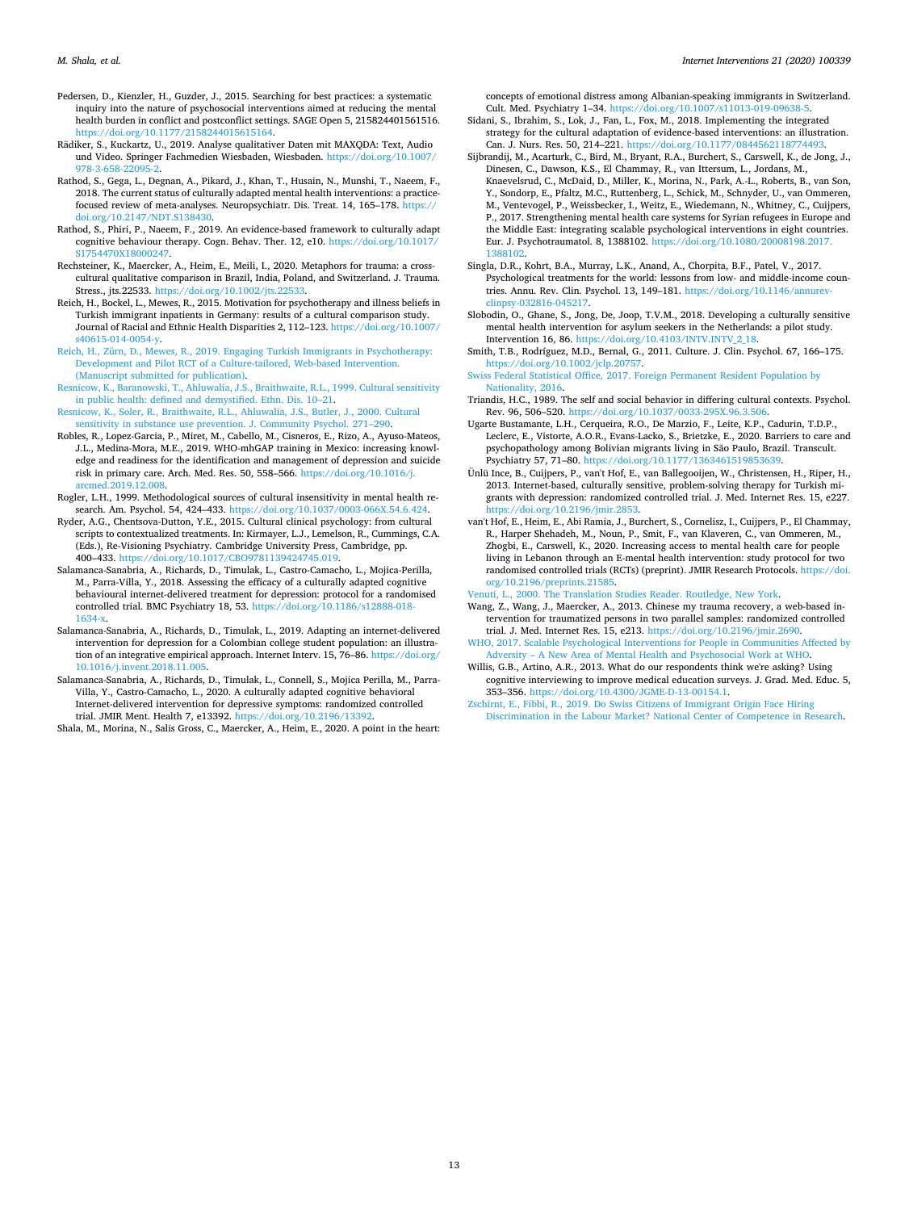Pedersen, D., Kienzler, H., Guzder, J., 2015. Searching for best practices: a systematic inquiry into the nature of psychosocial interventions aimed at reducing the mental health burden in conflict and postconflict settings. SAGE Open 5, 215824401561516. https://doi.org/10.1177/2158244015615164.

Rädiker, S., Kuckartz, U., 2019. Analyse qualitativer Daten mit MAXQDA: Text, Audio und Video. Springer Fachmedien Wiesbaden, Wiesbaden. https://doi.org/10.1007/978-3-658-22095-2.

Rathod, S., Gega, L., Degnan, A., Pikard, J., Khan, T., Husain, N., Munshi, T., Naeem, F., 2018. The current status of culturally adapted mental health interventions: a practice-focused review of meta-analyses. Neuropsychiatr. Dis. Treat. 14, 165–178. https://doi.org/10.2147/NDT.S138430.

Rathod, S., Phiri, P., Naeem, F., 2019. An evidence-based framework to culturally adapt cognitive behaviour therapy. Cogn. Behav. Ther. 12, e10. https://doi.org/10.1017/S1754470X18000247.

Rechsteiner, K., Maercker, A., Heim, E., Meili, I., 2020. Metaphors for trauma: a cross-cultural qualitative comparison in Brazil, India, Poland, and Switzerland. J. Trauma. Stress., jts.22533. https://doi.org/10.1002/jts.22533.

Reich, H., Bockel, L., Mewes, R., 2015. Motivation for psychotherapy and illness beliefs in Turkish immigrant inpatients in Germany: results of a cultural comparison study. Journal of Racial and Ethnic Health Disparities 2, 112–123. https://doi.org/10.1007/s40615-014-0054-y.

Reich, H., Zürn, D., Mewes, R., 2019. Engaging Turkish Immigrants in Psychotherapy: Development and Pilot RCT of a Culture-tailored, Web-based Intervention. (Manuscript submitted for publication).

Resnicow, K., Baranowski, T., Ahluwalia, J.S., Braithwaite, R.L., 1999. Cultural sensitivity in public health: defined and demystified. Ethn. Dis. 10–21.

Resnicow, K., Soler, R., Braithwaite, R.L., Ahluwalia, J.S., Butler, J., 2000. Cultural sensitivity in substance use prevention. J. Community Psychol. 271–290.

Robles, R., Lopez-Garcia, P., Miret, M., Cabello, M., Cisneros, E., Rizo, A., Ayuso-Mateos, J.L., Medina-Mora, M.E., 2019. WHO-mhGAP training in Mexico: increasing knowledge and readiness for the identification and management of depression and suicide risk in primary care. Arch. Med. Res. 50, 558–566. https://doi.org/10.1016/j.arcmed.2019.12.008.

Rogler, L.H., 1999. Methodological sources of cultural insensitivity in mental health research. Am. Psychol. 54, 424–433. https://doi.org/10.1037/0003-066X.54.6.424.

Ryder, A.G., Chentsova-Dutton, Y.E., 2015. Cultural clinical psychology: from cultural scripts to contextualized treatments. In: Kirmayer, L.J., Lemelson, R., Cummings, C.A. (Eds.), Re-Visioning Psychiatry. Cambridge University Press, Cambridge, pp. 400–433. https://doi.org/10.1017/CBO9781139424745.019.

Salamanca-Sanabria, A., Richards, D., Timulak, L., Castro-Camacho, L., Mojica-Perilla, M., Parra-Villa, Y., 2018. Assessing the efficacy of a culturally adapted cognitive behavioural internet-delivered treatment for depression: protocol for a randomised controlled trial. BMC Psychiatry 18, 53. https://doi.org/10.1186/s12888-018-1634-x.

Salamanca-Sanabria, A., Richards, D., Timulak, L., 2019. Adapting an internet-delivered intervention for depression for a Colombian college student population: an illustration of an integrative empirical approach. Internet Interv. 15, 76–86. https://doi.org/10.1016/j.invent.2018.11.005.

Salamanca-Sanabria, A., Richards, D., Timulak, L., Connell, S., Mojica Perilla, M., Parra-Villa, Y., Castro-Camacho, L., 2020. A culturally adapted cognitive behavioral Internet-delivered intervention for depressive symptoms: randomized controlled trial. JMIR Ment. Health 7, e13392. https://doi.org/10.2196/13392.

Shala, M., Morina, N., Salis Gross, C., Maercker, A., Heim, E., 2020. A point in the heart: concepts of emotional distress among Albanian-speaking immigrants in Switzerland. Cult. Med. Psychiatry 1–34. https://doi.org/10.1007/s11013-019-09638-5.

Sidani, S., Ibrahim, S., Lok, J., Fan, L., Fox, M., 2018. Implementing the integrated strategy for the cultural adaptation of evidence-based interventions: an illustration. Can. J. Nurs. Res. 50, 214–221. https://doi.org/10.1177/0844562118774493.

Sijbrandij, M., Acarturk, C., Bird, M., Bryant, R.A., Burchert, S., Carswell, K., de Jong, J., Dinesen, C., Dawson, K.S., El Chammay, R., van Ittersum, L., Jordans, M., Knaevelsrud, C., McDaid, D., Miller, K., Morina, N., Park, A.-L., Roberts, B., van Son, Y., Sondorp, E., Pfaltz, M.C., Ruttenberg, L., Schick, M., Schnyder, U., van Ommeren, M., Ventevogel, P., Weissbecker, I., Weitz, E., Wiedemann, N., Whitney, C., Cuijpers, P., 2017. Strengthening mental health care systems for Syrian refugees in Europe and the Middle East: integrating scalable psychological interventions in eight countries. Eur. J. Psychotraumatol. 8, 1388102. https://doi.org/10.1080/20008198.2017.1388102.

Singla, D.R., Kohrt, B.A., Murray, L.K., Anand, A., Chorpita, B.F., Patel, V., 2017. Psychological treatments for the world: lessons from low- and middle-income countries. Annu. Rev. Clin. Psychol. 13, 149–181. https://doi.org/10.1146/annurev-clinpsy-032816-045217.

Slobodin, O., Ghane, S., Jong, De, Joop, T.V.M., 2018. Developing a culturally sensitive mental health intervention for asylum seekers in the Netherlands: a pilot study. Intervention 16, 86. https://doi.org/10.4103/INTV.INTV_2_18.

Smith, T.B., Rodríguez, M.D., Bernal, G., 2011. Culture. J. Clin. Psychol. 67, 166–175. https://doi.org/10.1002/jclp.20757.

Swiss Federal Statistical Office, 2017. Foreign Permanent Resident Population by Nationality, 2016.

Triandis, H.C., 1989. The self and social behavior in differing cultural contexts. Psychol. Rev. 96, 506–520. https://doi.org/10.1037/0033-295X.96.3.506.

Ugarte Bustamante, L.H., Cerqueira, R.O., De Marzio, F., Leite, K.P., Cadurin, T.D.P., Leclerc, E., Vistorte, A.O.R., Evans-Lacko, S., Brietzke, E., 2020. Barriers to care and psychopathology among Bolivian migrants living in São Paulo, Brazil. Transcult. Psychiatry 57, 71–80. https://doi.org/10.1177/1363461519853639.

Ünlü Ince, B., Cuijpers, P., van't Hof, E., van Ballegooijen, W., Christensen, H., Riper, H., 2013. Internet-based, culturally sensitive, problem-solving therapy for Turkish migrants with depression: randomized controlled trial. J. Med. Internet Res. 15, e227. https://doi.org/10.2196/jmir.2853.

van't Hof, E., Heim, E., Abi Ramia, J., Burchert, S., Cornelisz, I., Cuijpers, P., El Chammay, R., Harper Shehadeh, M., Noun, P., Smit, F., van Klaveren, C., van Ommeren, M., Zhogbi, E., Carswell, K., 2020. Increasing access to mental health care for people living in Lebanon through an E-mental health intervention: study protocol for two randomised controlled trials (RCTs) (preprint). JMIR Research Protocols. https://doi.org/10.2196/preprints.21585.

Venuti, L., 2000. The Translation Studies Reader. Routledge, New York.

Wang, Z., Wang, J., Maercker, A., 2013. Chinese my trauma recovery, a web-based intervention for traumatized persons in two parallel samples: randomized controlled trial. J. Med. Internet Res. 15, e213. https://doi.org/10.2196/jmir.2690.

WHO, 2017. Scalable Psychological Interventions for People in Communities Affected by Adversity – A New Area of Mental Health and Psychosocial Work at WHO.

Willis, G.B., Artino, A.R., 2013. What do our respondents think we're asking? Using cognitive interviewing to improve medical education surveys. J. Grad. Med. Educ. 5, 353–356. https://doi.org/10.4300/JGME-D-13-00154.1.

Zschirnt, E., Fibbi, R., 2019. Do Swiss Citizens of Immigrant Origin Face Hiring Discrimination in the Labour Market? National Center of Competence in Research.